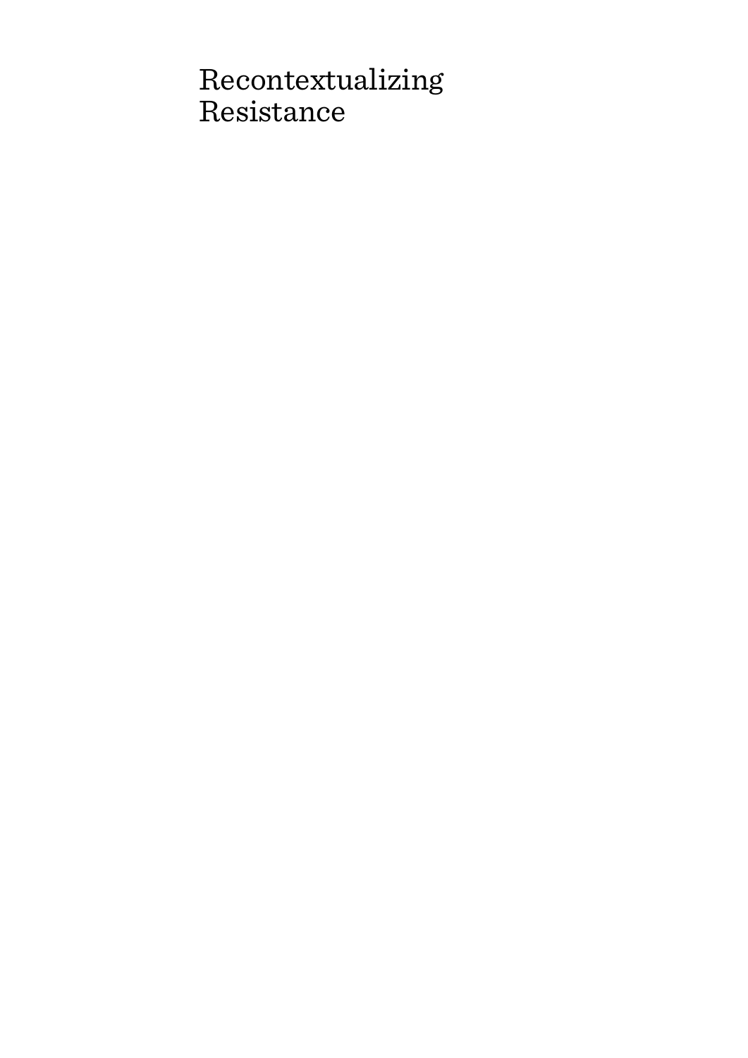# Recontextualizing Resistance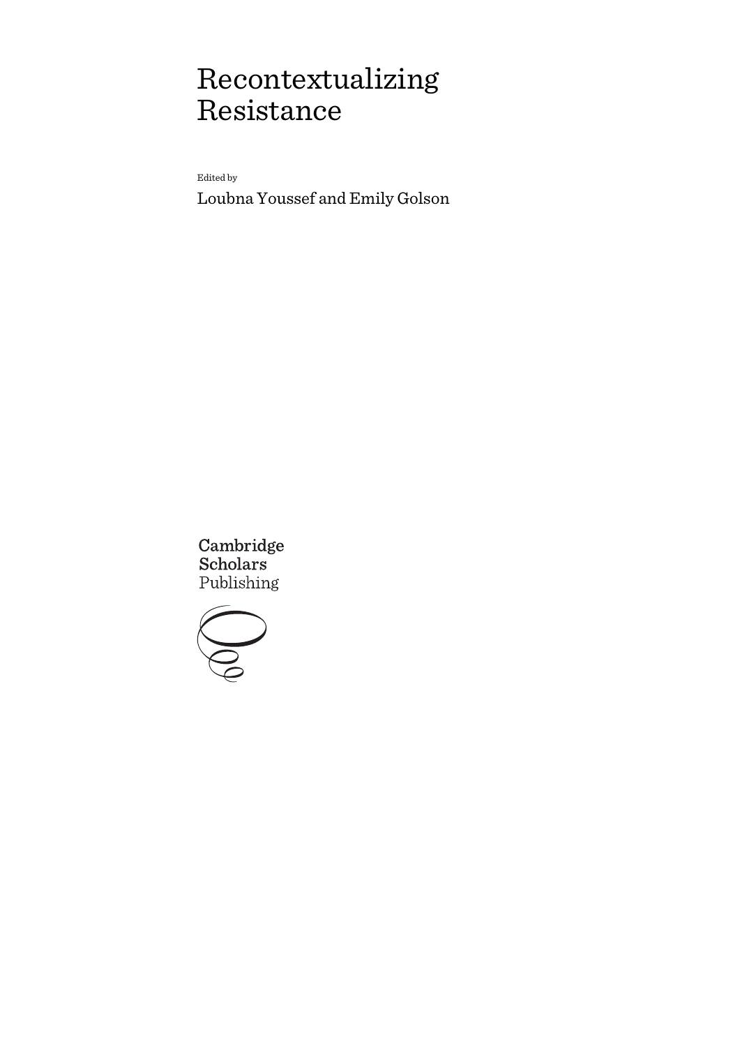# Recontextualizing Resistance

Edited by

Loubna Youssef and Emily Golson

Cambridge Scholars Publishing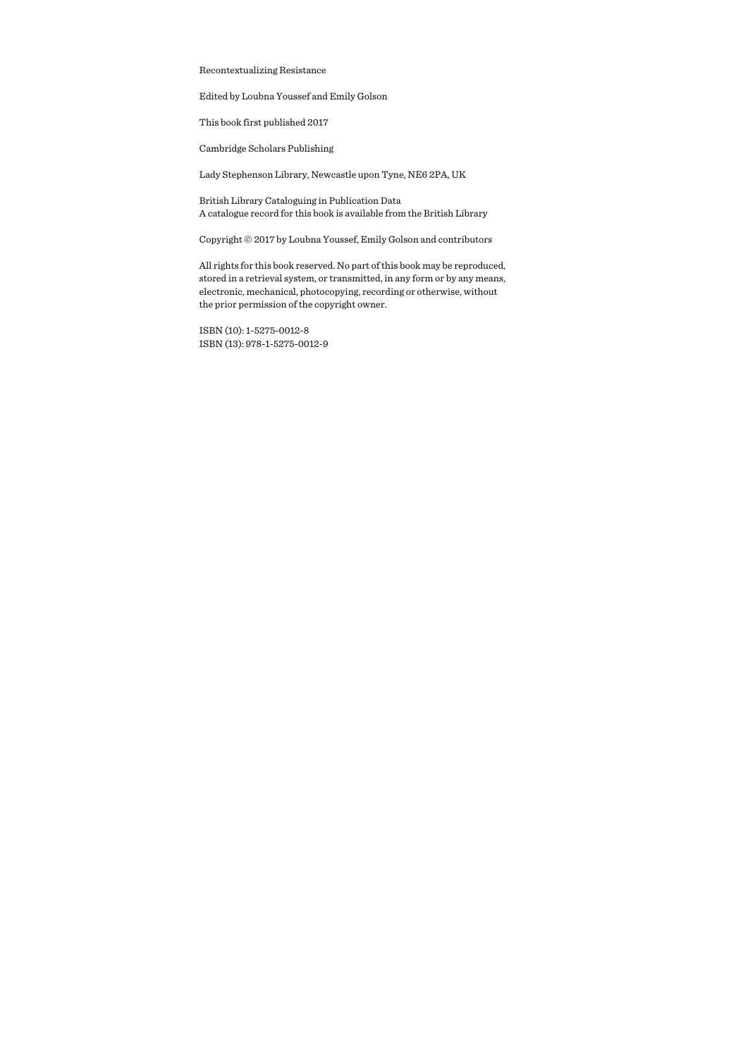Recontextualizing Resistance

Edited by Loubna Youssef and Emily Golson

This book first published 2017

Cambridge Scholars Publishing

Lady Stephenson Library, Newcastle upon Tyne, NE6 2PA, UK

British Library Cataloguing in Publication Data
A catalogue record for this book is available from the British Library

Copyright © 2017 by Loubna Youssef, Emily Golson and contributors

All rights for this book reserved. No part of this book may be reproduced, stored in a retrieval system, or transmitted, in any form or by any means, electronic, mechanical, photocopying, recording or otherwise, without the prior permission of the copyright owner.

ISBN (10): 1-5275-0012-8
ISBN (13): 978-1-5275-0012-9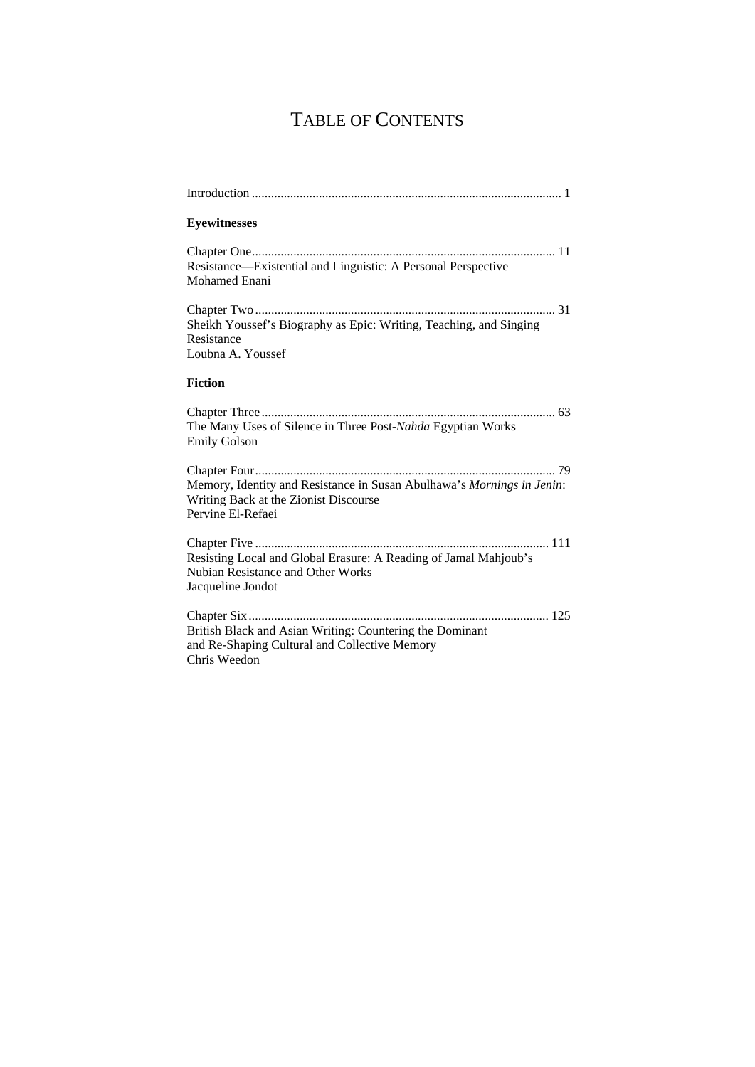# TABLE OF CONTENTS

Introduction ................................................................................................ 1

**Eyewitnesses**

Chapter One.............................................................................................. 11
Resistance—Existential and Linguistic: A Personal Perspective
Mohamed Enani

Chapter Two ............................................................................................. 31
Sheikh Youssef's Biography as Epic: Writing, Teaching, and Singing Resistance
Loubna A. Youssef

**Fiction**

Chapter Three ............................................................................................ 63
The Many Uses of Silence in Three Post-*Nahda* Egyptian Works
Emily Golson

Chapter Four.............................................................................................. 79
Memory, Identity and Resistance in Susan Abulhawa's *Mornings in Jenin*: Writing Back at the Zionist Discourse
Pervine El-Refaei

Chapter Five ............................................................................................ 111
Resisting Local and Global Erasure: A Reading of Jamal Mahjoub's Nubian Resistance and Other Works
Jacqueline Jondot

Chapter Six............................................................................................. 125
British Black and Asian Writing: Countering the Dominant and Re-Shaping Cultural and Collective Memory
Chris Weedon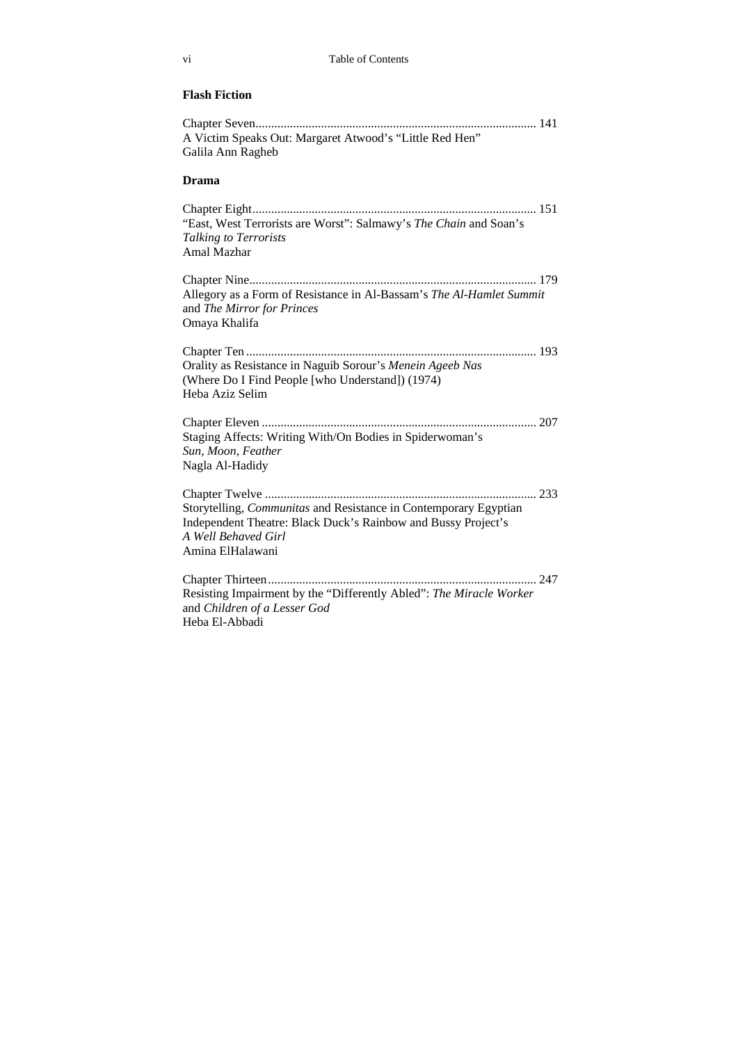**Flash Fiction**

Chapter Seven ........................................................................................ 141
A Victim Speaks Out: Margaret Atwood's "Little Red Hen"
Galila Ann Ragheb

**Drama**

Chapter Eight ........................................................................................ 151
"East, West Terrorists are Worst": Salmawy's *The Chain* and Soan's *Talking to Terrorists*
Amal Mazhar

Chapter Nine ......................................................................................... 179
Allegory as a Form of Resistance in Al-Bassam's *The Al-Hamlet Summit* and *The Mirror for Princes*
Omaya Khalifa

Chapter Ten .......................................................................................... 193
Orality as Resistance in Naguib Sorour's *Menein Ageeb Nas* (Where Do I Find People [who Understand]) (1974)
Heba Aziz Selim

Chapter Eleven ...................................................................................... 207
Staging Affects: Writing With/On Bodies in Spiderwoman's *Sun, Moon, Feather*
Nagla Al-Hadidy

Chapter Twelve ..................................................................................... 233
Storytelling, *Communitas* and Resistance in Contemporary Egyptian Independent Theatre: Black Duck's Rainbow and Bussy Project's *A Well Behaved Girl*
Amina ElHalawani

Chapter Thirteen .................................................................................... 247
Resisting Impairment by the "Differently Abled": *The Miracle Worker* and *Children of a Lesser God*
Heba El-Abbadi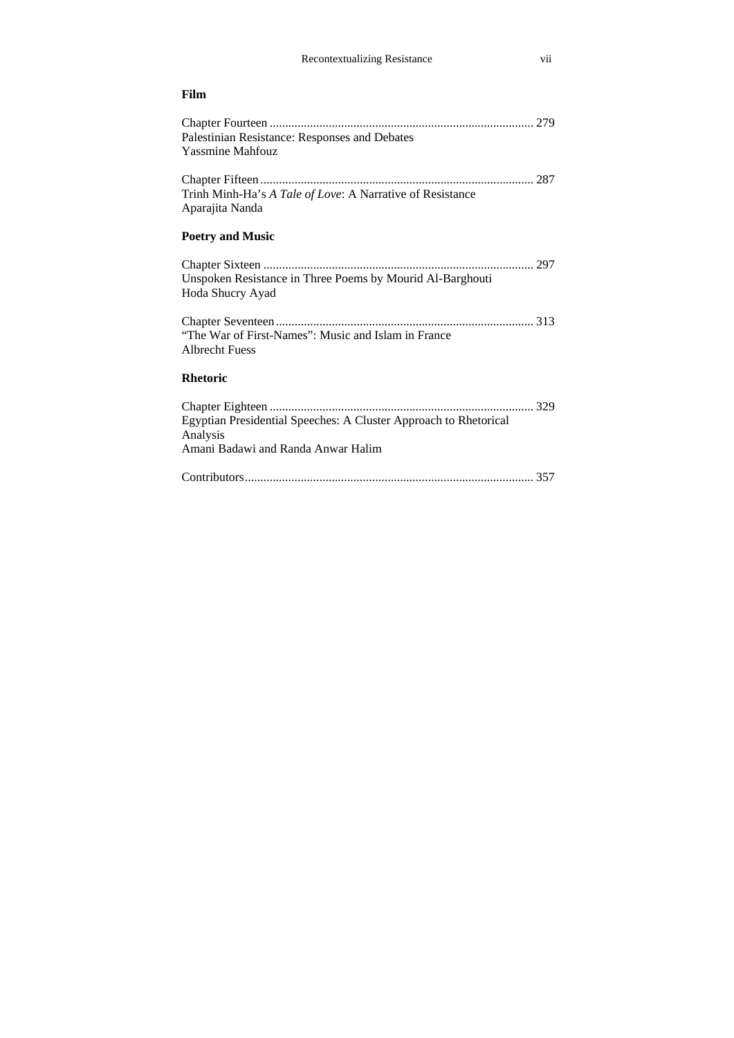**Film**

Chapter Fourteen ..................................................................................... 279
Palestinian Resistance: Responses and Debates
Yassmine Mahfouz

Chapter Fifteen ........................................................................................ 287
Trinh Minh-Ha's *A Tale of Love*: A Narrative of Resistance
Aparajita Nanda

**Poetry and Music**

Chapter Sixteen ....................................................................................... 297
Unspoken Resistance in Three Poems by Mourid Al-Barghouti
Hoda Shucry Ayad

Chapter Seventeen .................................................................................. 313
"The War of First-Names": Music and Islam in France
Albrecht Fuess

**Rhetoric**

Chapter Eighteen ..................................................................................... 329
Egyptian Presidential Speeches: A Cluster Approach to Rhetorical Analysis
Amani Badawi and Randa Anwar Halim

Contributors............................................................................................ 357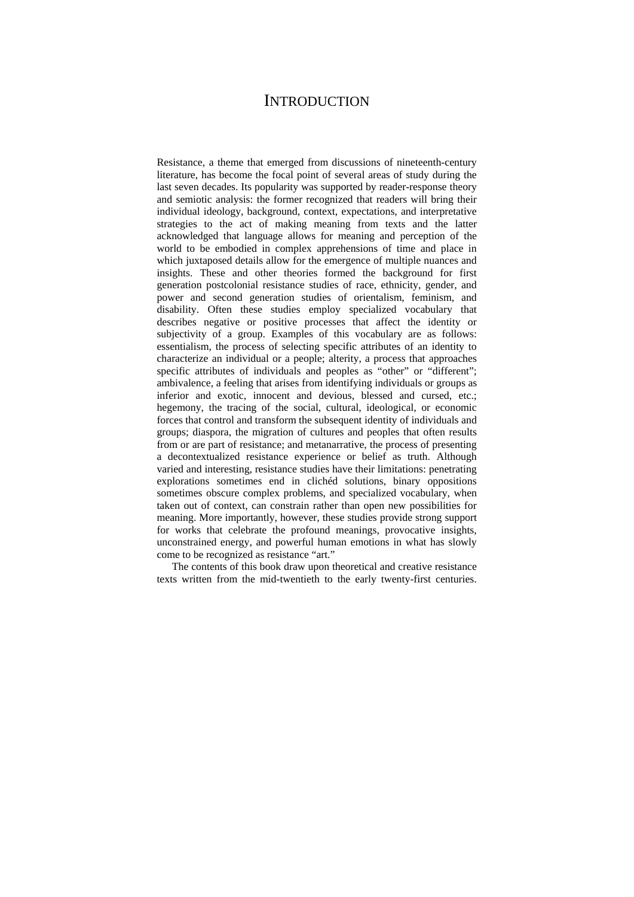# INTRODUCTION

Resistance, a theme that emerged from discussions of nineteenth-century literature, has become the focal point of several areas of study during the last seven decades. Its popularity was supported by reader-response theory and semiotic analysis: the former recognized that readers will bring their individual ideology, background, context, expectations, and interpretative strategies to the act of making meaning from texts and the latter acknowledged that language allows for meaning and perception of the world to be embodied in complex apprehensions of time and place in which juxtaposed details allow for the emergence of multiple nuances and insights. These and other theories formed the background for first generation postcolonial resistance studies of race, ethnicity, gender, and power and second generation studies of orientalism, feminism, and disability. Often these studies employ specialized vocabulary that describes negative or positive processes that affect the identity or subjectivity of a group. Examples of this vocabulary are as follows: essentialism, the process of selecting specific attributes of an identity to characterize an individual or a people; alterity, a process that approaches specific attributes of individuals and peoples as "other" or "different"; ambivalence, a feeling that arises from identifying individuals or groups as inferior and exotic, innocent and devious, blessed and cursed, etc.; hegemony, the tracing of the social, cultural, ideological, or economic forces that control and transform the subsequent identity of individuals and groups; diaspora, the migration of cultures and peoples that often results from or are part of resistance; and metanarrative, the process of presenting a decontextualized resistance experience or belief as truth. Although varied and interesting, resistance studies have their limitations: penetrating explorations sometimes end in clichéd solutions, binary oppositions sometimes obscure complex problems, and specialized vocabulary, when taken out of context, can constrain rather than open new possibilities for meaning. More importantly, however, these studies provide strong support for works that celebrate the profound meanings, provocative insights, unconstrained energy, and powerful human emotions in what has slowly come to be recognized as resistance "art."

The contents of this book draw upon theoretical and creative resistance texts written from the mid-twentieth to the early twenty-first centuries.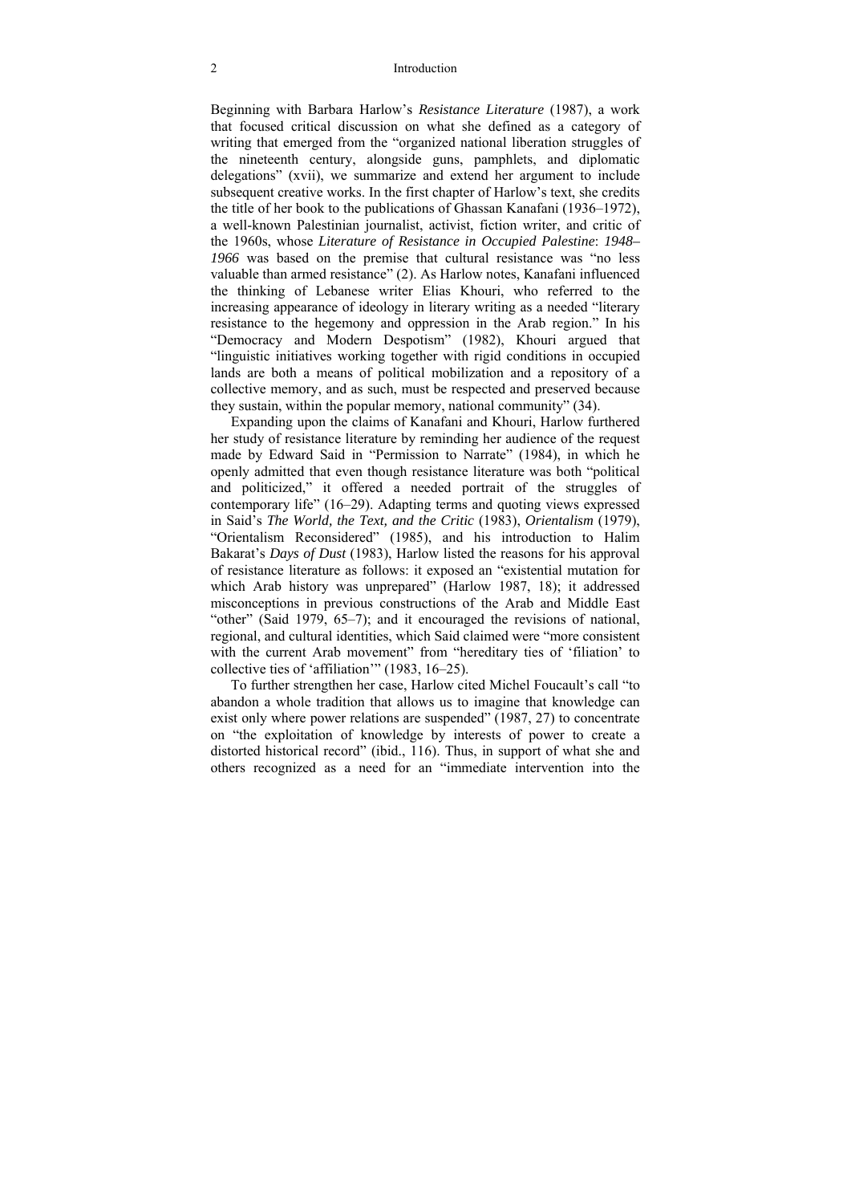Beginning with Barbara Harlow's *Resistance Literature* (1987), a work that focused critical discussion on what she defined as a category of writing that emerged from the "organized national liberation struggles of the nineteenth century, alongside guns, pamphlets, and diplomatic delegations" (xvii), we summarize and extend her argument to include subsequent creative works. In the first chapter of Harlow's text, she credits the title of her book to the publications of Ghassan Kanafani (1936–1972), a well-known Palestinian journalist, activist, fiction writer, and critic of the 1960s, whose *Literature of Resistance in Occupied Palestine*: *1948–1966* was based on the premise that cultural resistance was "no less valuable than armed resistance" (2). As Harlow notes, Kanafani influenced the thinking of Lebanese writer Elias Khouri, who referred to the increasing appearance of ideology in literary writing as a needed "literary resistance to the hegemony and oppression in the Arab region." In his "Democracy and Modern Despotism" (1982), Khouri argued that "linguistic initiatives working together with rigid conditions in occupied lands are both a means of political mobilization and a repository of a collective memory, and as such, must be respected and preserved because they sustain, within the popular memory, national community" (34).

Expanding upon the claims of Kanafani and Khouri, Harlow furthered her study of resistance literature by reminding her audience of the request made by Edward Said in "Permission to Narrate" (1984), in which he openly admitted that even though resistance literature was both "political and politicized," it offered a needed portrait of the struggles of contemporary life" (16–29). Adapting terms and quoting views expressed in Said's *The World, the Text, and the Critic* (1983), *Orientalism* (1979), "Orientalism Reconsidered" (1985), and his introduction to Halim Bakarat's *Days of Dust* (1983), Harlow listed the reasons for his approval of resistance literature as follows: it exposed an "existential mutation for which Arab history was unprepared" (Harlow 1987, 18); it addressed misconceptions in previous constructions of the Arab and Middle East "other" (Said 1979, 65–7); and it encouraged the revisions of national, regional, and cultural identities, which Said claimed were "more consistent with the current Arab movement" from "hereditary ties of 'filiation' to collective ties of 'affiliation'" (1983, 16–25).

To further strengthen her case, Harlow cited Michel Foucault's call "to abandon a whole tradition that allows us to imagine that knowledge can exist only where power relations are suspended" (1987, 27) to concentrate on "the exploitation of knowledge by interests of power to create a distorted historical record" (ibid., 116). Thus, in support of what she and others recognized as a need for an "immediate intervention into the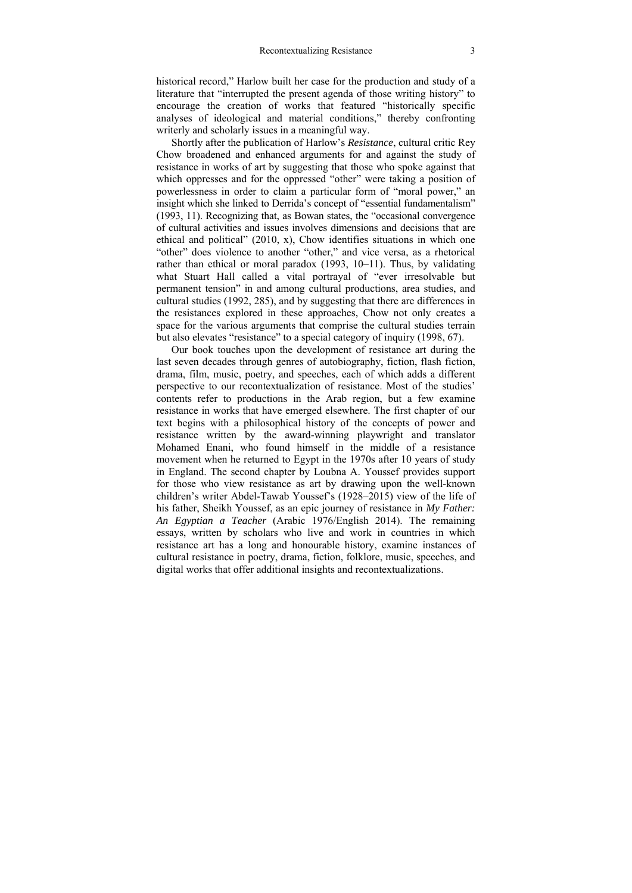historical record," Harlow built her case for the production and study of a literature that "interrupted the present agenda of those writing history" to encourage the creation of works that featured "historically specific analyses of ideological and material conditions," thereby confronting writerly and scholarly issues in a meaningful way.

Shortly after the publication of Harlow's *Resistance*, cultural critic Rey Chow broadened and enhanced arguments for and against the study of resistance in works of art by suggesting that those who spoke against that which oppresses and for the oppressed "other" were taking a position of powerlessness in order to claim a particular form of "moral power," an insight which she linked to Derrida's concept of "essential fundamentalism" (1993, 11). Recognizing that, as Bowan states, the "occasional convergence of cultural activities and issues involves dimensions and decisions that are ethical and political" (2010, x), Chow identifies situations in which one "other" does violence to another "other," and vice versa, as a rhetorical rather than ethical or moral paradox (1993, 10–11). Thus, by validating what Stuart Hall called a vital portrayal of "ever irresolvable but permanent tension" in and among cultural productions, area studies, and cultural studies (1992, 285), and by suggesting that there are differences in the resistances explored in these approaches, Chow not only creates a space for the various arguments that comprise the cultural studies terrain but also elevates "resistance" to a special category of inquiry (1998, 67).

Our book touches upon the development of resistance art during the last seven decades through genres of autobiography, fiction, flash fiction, drama, film, music, poetry, and speeches, each of which adds a different perspective to our recontextualization of resistance. Most of the studies' contents refer to productions in the Arab region, but a few examine resistance in works that have emerged elsewhere. The first chapter of our text begins with a philosophical history of the concepts of power and resistance written by the award-winning playwright and translator Mohamed Enani, who found himself in the middle of a resistance movement when he returned to Egypt in the 1970s after 10 years of study in England. The second chapter by Loubna A. Youssef provides support for those who view resistance as art by drawing upon the well-known children's writer Abdel-Tawab Youssef's (1928–2015) view of the life of his father, Sheikh Youssef, as an epic journey of resistance in *My Father: An Egyptian a Teacher* (Arabic 1976/English 2014). The remaining essays, written by scholars who live and work in countries in which resistance art has a long and honourable history, examine instances of cultural resistance in poetry, drama, fiction, folklore, music, speeches, and digital works that offer additional insights and recontextualizations.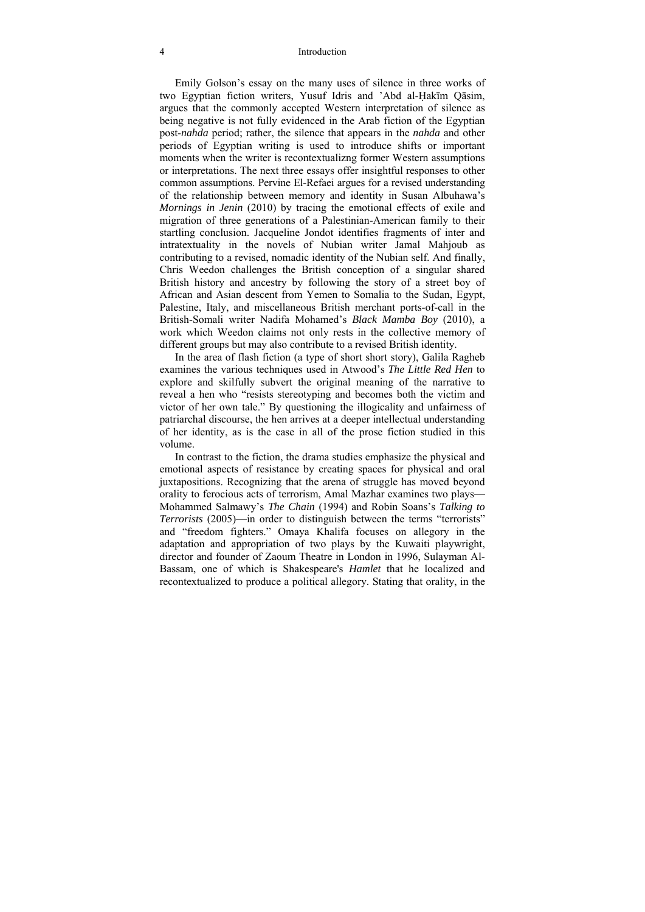Emily Golson's essay on the many uses of silence in three works of two Egyptian fiction writers, Yusuf Idris and 'Abd al-Ḥakīm Qāsim, argues that the commonly accepted Western interpretation of silence as being negative is not fully evidenced in the Arab fiction of the Egyptian post-*nahda* period; rather, the silence that appears in the *nahda* and other periods of Egyptian writing is used to introduce shifts or important moments when the writer is recontextualizng former Western assumptions or interpretations. The next three essays offer insightful responses to other common assumptions. Pervine El-Refaei argues for a revised understanding of the relationship between memory and identity in Susan Albuhawa's *Mornings in Jenin* (2010) by tracing the emotional effects of exile and migration of three generations of a Palestinian-American family to their startling conclusion. Jacqueline Jondot identifies fragments of inter and intratextuality in the novels of Nubian writer Jamal Mahjoub as contributing to a revised, nomadic identity of the Nubian self. And finally, Chris Weedon challenges the British conception of a singular shared British history and ancestry by following the story of a street boy of African and Asian descent from Yemen to Somalia to the Sudan, Egypt, Palestine, Italy, and miscellaneous British merchant ports-of-call in the British-Somali writer Nadifa Mohamed's *Black Mamba Boy* (2010), a work which Weedon claims not only rests in the collective memory of different groups but may also contribute to a revised British identity.

In the area of flash fiction (a type of short short story), Galila Ragheb examines the various techniques used in Atwood's *The Little Red Hen* to explore and skilfully subvert the original meaning of the narrative to reveal a hen who "resists stereotyping and becomes both the victim and victor of her own tale." By questioning the illogicality and unfairness of patriarchal discourse, the hen arrives at a deeper intellectual understanding of her identity, as is the case in all of the prose fiction studied in this volume.

In contrast to the fiction, the drama studies emphasize the physical and emotional aspects of resistance by creating spaces for physical and oral juxtapositions. Recognizing that the arena of struggle has moved beyond orality to ferocious acts of terrorism, Amal Mazhar examines two plays—Mohammed Salmawy's *The Chain* (1994) and Robin Soans's *Talking to Terrorists* (2005)—in order to distinguish between the terms "terrorists" and "freedom fighters." Omaya Khalifa focuses on allegory in the adaptation and appropriation of two plays by the Kuwaiti playwright, director and founder of Zaoum Theatre in London in 1996, Sulayman Al-Bassam, one of which is Shakespeare's *Hamlet* that he localized and recontextualized to produce a political allegory. Stating that orality, in the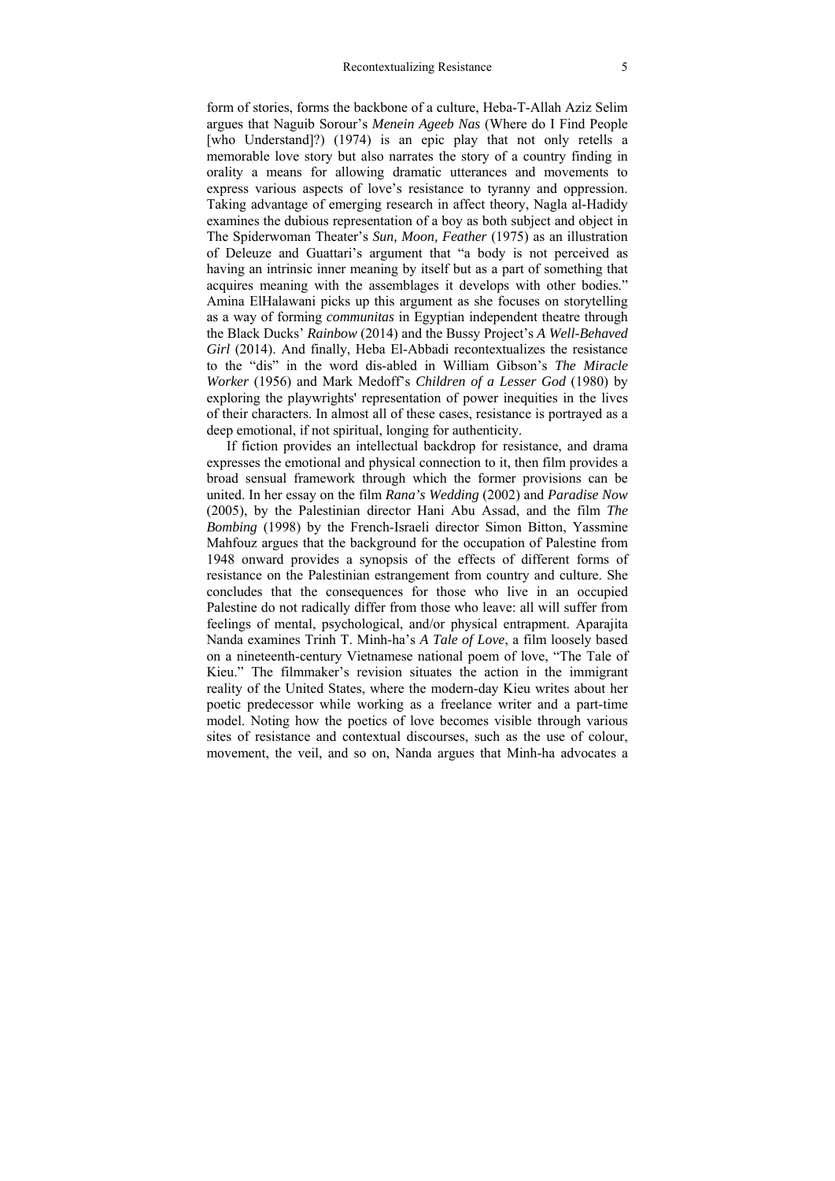form of stories, forms the backbone of a culture, Heba-T-Allah Aziz Selim argues that Naguib Sorour's *Menein Ageeb Nas* (Where do I Find People [who Understand]?) (1974) is an epic play that not only retells a memorable love story but also narrates the story of a country finding in orality a means for allowing dramatic utterances and movements to express various aspects of love's resistance to tyranny and oppression. Taking advantage of emerging research in affect theory, Nagla al-Hadidy examines the dubious representation of a boy as both subject and object in The Spiderwoman Theater's *Sun, Moon, Feather* (1975) as an illustration of Deleuze and Guattari's argument that "a body is not perceived as having an intrinsic inner meaning by itself but as a part of something that acquires meaning with the assemblages it develops with other bodies." Amina ElHalawani picks up this argument as she focuses on storytelling as a way of forming *communitas* in Egyptian independent theatre through the Black Ducks' *Rainbow* (2014) and the Bussy Project's *A Well-Behaved Girl* (2014). And finally, Heba El-Abbadi recontextualizes the resistance to the "dis" in the word dis-abled in William Gibson's *The Miracle Worker* (1956) and Mark Medoff's *Children of a Lesser God* (1980) by exploring the playwrights' representation of power inequities in the lives of their characters. In almost all of these cases, resistance is portrayed as a deep emotional, if not spiritual, longing for authenticity.

If fiction provides an intellectual backdrop for resistance, and drama expresses the emotional and physical connection to it, then film provides a broad sensual framework through which the former provisions can be united. In her essay on the film *Rana's Wedding* (2002) and *Paradise Now* (2005), by the Palestinian director Hani Abu Assad, and the film *The Bombing* (1998) by the French-Israeli director Simon Bitton, Yassmine Mahfouz argues that the background for the occupation of Palestine from 1948 onward provides a synopsis of the effects of different forms of resistance on the Palestinian estrangement from country and culture. She concludes that the consequences for those who live in an occupied Palestine do not radically differ from those who leave: all will suffer from feelings of mental, psychological, and/or physical entrapment. Aparajita Nanda examines Trinh T. Minh-ha's *A Tale of Love*, a film loosely based on a nineteenth-century Vietnamese national poem of love, "The Tale of Kieu." The filmmaker's revision situates the action in the immigrant reality of the United States, where the modern-day Kieu writes about her poetic predecessor while working as a freelance writer and a part-time model. Noting how the poetics of love becomes visible through various sites of resistance and contextual discourses, such as the use of colour, movement, the veil, and so on, Nanda argues that Minh-ha advocates a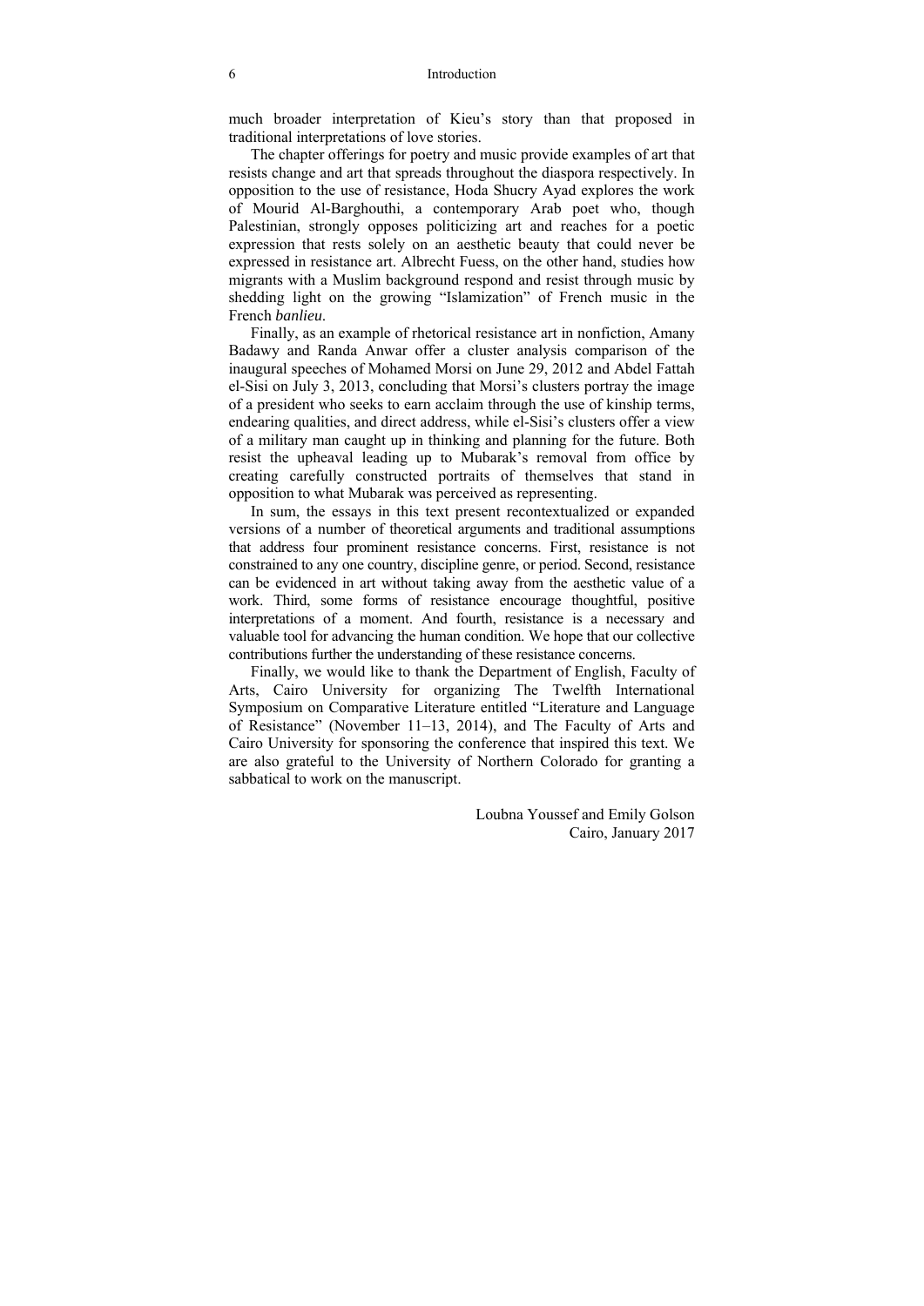much broader interpretation of Kieu's story than that proposed in traditional interpretations of love stories.

The chapter offerings for poetry and music provide examples of art that resists change and art that spreads throughout the diaspora respectively. In opposition to the use of resistance, Hoda Shucry Ayad explores the work of Mourid Al-Barghouthi, a contemporary Arab poet who, though Palestinian, strongly opposes politicizing art and reaches for a poetic expression that rests solely on an aesthetic beauty that could never be expressed in resistance art. Albrecht Fuess, on the other hand, studies how migrants with a Muslim background respond and resist through music by shedding light on the growing "Islamization" of French music in the French *banlieu*.

Finally, as an example of rhetorical resistance art in nonfiction, Amany Badawy and Randa Anwar offer a cluster analysis comparison of the inaugural speeches of Mohamed Morsi on June 29, 2012 and Abdel Fattah el-Sisi on July 3, 2013, concluding that Morsi's clusters portray the image of a president who seeks to earn acclaim through the use of kinship terms, endearing qualities, and direct address, while el-Sisi's clusters offer a view of a military man caught up in thinking and planning for the future. Both resist the upheaval leading up to Mubarak's removal from office by creating carefully constructed portraits of themselves that stand in opposition to what Mubarak was perceived as representing.

In sum, the essays in this text present recontextualized or expanded versions of a number of theoretical arguments and traditional assumptions that address four prominent resistance concerns. First, resistance is not constrained to any one country, discipline genre, or period. Second, resistance can be evidenced in art without taking away from the aesthetic value of a work. Third, some forms of resistance encourage thoughtful, positive interpretations of a moment. And fourth, resistance is a necessary and valuable tool for advancing the human condition. We hope that our collective contributions further the understanding of these resistance concerns.

Finally, we would like to thank the Department of English, Faculty of Arts, Cairo University for organizing The Twelfth International Symposium on Comparative Literature entitled "Literature and Language of Resistance" (November 11–13, 2014), and The Faculty of Arts and Cairo University for sponsoring the conference that inspired this text. We are also grateful to the University of Northern Colorado for granting a sabbatical to work on the manuscript.

Loubna Youssef and Emily Golson
Cairo, January 2017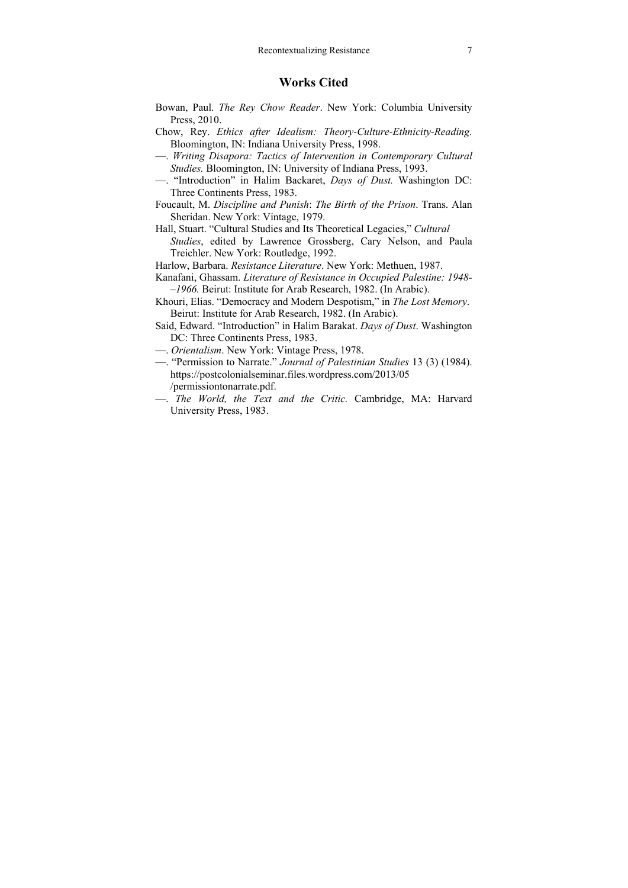## Works Cited

Bowan, Paul. *The Rey Chow Reader*. New York: Columbia University Press, 2010.

Chow, Rey. *Ethics after Idealism: Theory-Culture-Ethnicity-Reading.* Bloomington, IN: Indiana University Press, 1998.

—. *Writing Disapora: Tactics of Intervention in Contemporary Cultural Studies.* Bloomington, IN: University of Indiana Press, 1993.

—. "Introduction" in Halim Backaret, *Days of Dust.* Washington DC: Three Continents Press, 1983.

Foucault, M. *Discipline and Punish*: *The Birth of the Prison*. Trans. Alan Sheridan. New York: Vintage, 1979.

Hall, Stuart. "Cultural Studies and Its Theoretical Legacies," *Cultural Studies*, edited by Lawrence Grossberg, Cary Nelson, and Paula Treichler. New York: Routledge, 1992.

Harlow, Barbara. *Resistance Literature*. New York: Methuen, 1987.

Kanafani, Ghassam. *Literature of Resistance in Occupied Palestine: 1948-–1966.* Beirut: Institute for Arab Research, 1982. (In Arabic).

Khouri, Elias. "Democracy and Modern Despotism," in *The Lost Memory*. Beirut: Institute for Arab Research, 1982. (In Arabic).

Said, Edward. "Introduction" in Halim Barakat. *Days of Dust*. Washington DC: Three Continents Press, 1983.

—. *Orientalism*. New York: Vintage Press, 1978.

—. "Permission to Narrate." *Journal of Palestinian Studies* 13 (3) (1984). https://postcolonialseminar.files.wordpress.com/2013/05/permissiontonarrate.pdf.

—. *The World, the Text and the Critic.* Cambridge, MA: Harvard University Press, 1983.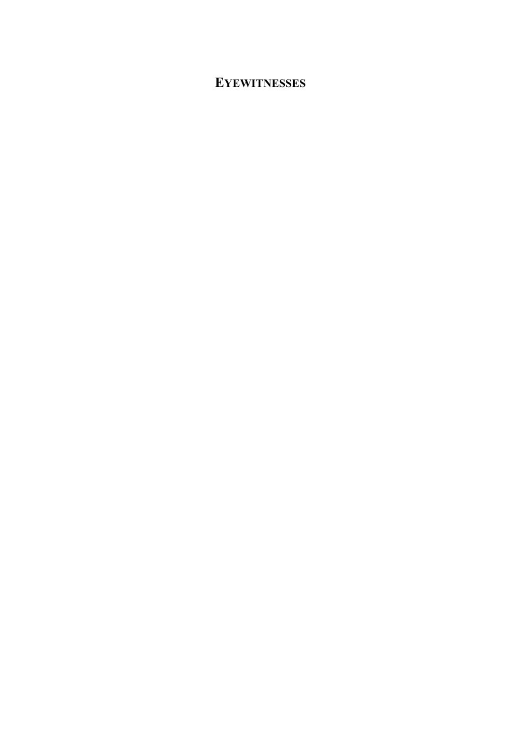# EYEWITNESSES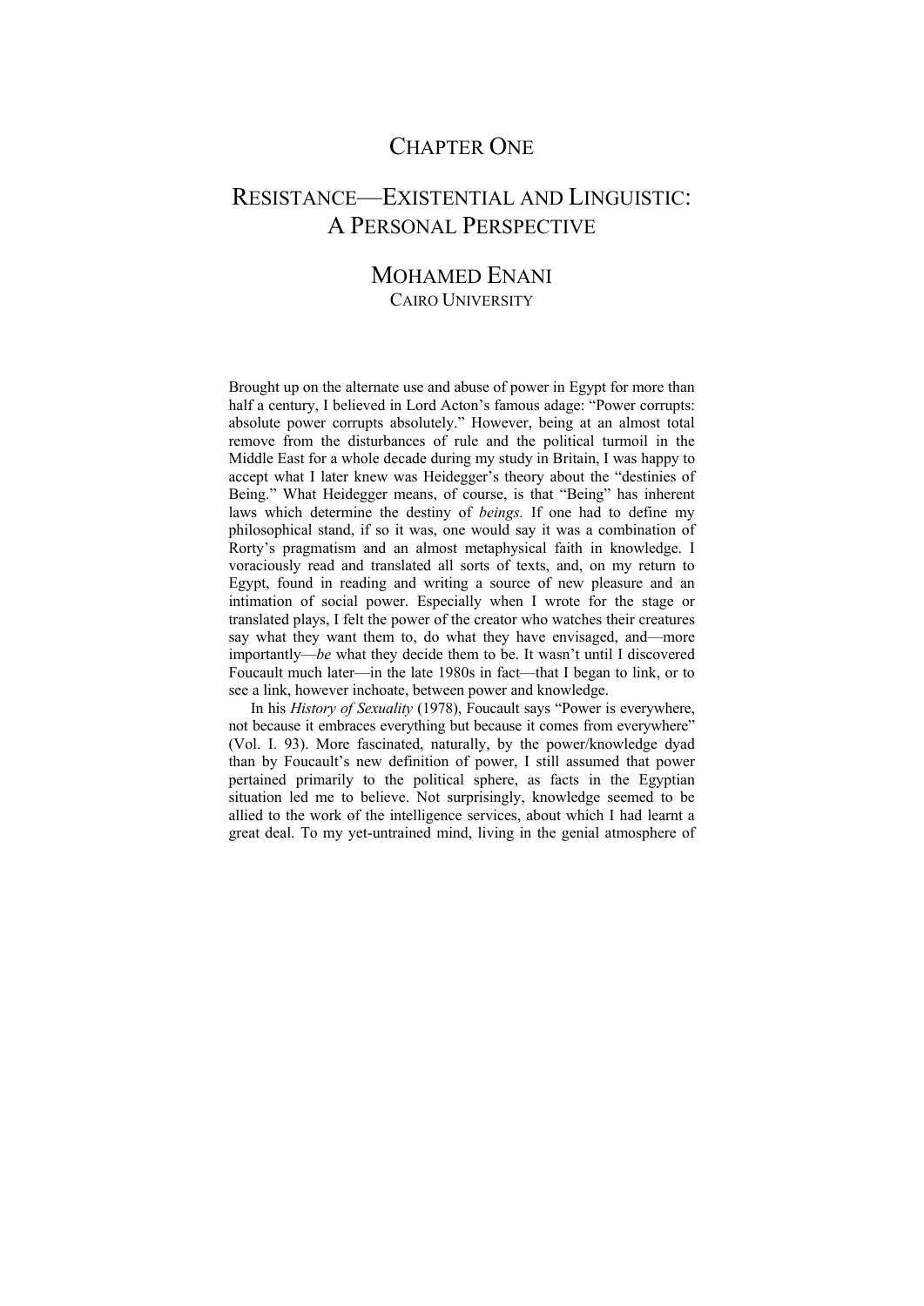# CHAPTER ONE

## RESISTANCE—EXISTENTIAL AND LINGUISTIC: A PERSONAL PERSPECTIVE

### MOHAMED ENANI
CAIRO UNIVERSITY

Brought up on the alternate use and abuse of power in Egypt for more than half a century, I believed in Lord Acton's famous adage: "Power corrupts: absolute power corrupts absolutely." However, being at an almost total remove from the disturbances of rule and the political turmoil in the Middle East for a whole decade during my study in Britain, I was happy to accept what I later knew was Heidegger's theory about the "destinies of Being." What Heidegger means, of course, is that "Being" has inherent laws which determine the destiny of *beings.* If one had to define my philosophical stand, if so it was, one would say it was a combination of Rorty's pragmatism and an almost metaphysical faith in knowledge. I voraciously read and translated all sorts of texts, and, on my return to Egypt, found in reading and writing a source of new pleasure and an intimation of social power. Especially when I wrote for the stage or translated plays, I felt the power of the creator who watches their creatures say what they want them to, do what they have envisaged, and—more importantly—*be* what they decide them to be. It wasn't until I discovered Foucault much later—in the late 1980s in fact—that I began to link, or to see a link, however inchoate, between power and knowledge.

In his *History of Sexuality* (1978), Foucault says "Power is everywhere, not because it embraces everything but because it comes from everywhere" (Vol. I. 93). More fascinated, naturally, by the power/knowledge dyad than by Foucault's new definition of power, I still assumed that power pertained primarily to the political sphere, as facts in the Egyptian situation led me to believe. Not surprisingly, knowledge seemed to be allied to the work of the intelligence services, about which I had learnt a great deal. To my yet-untrained mind, living in the genial atmosphere of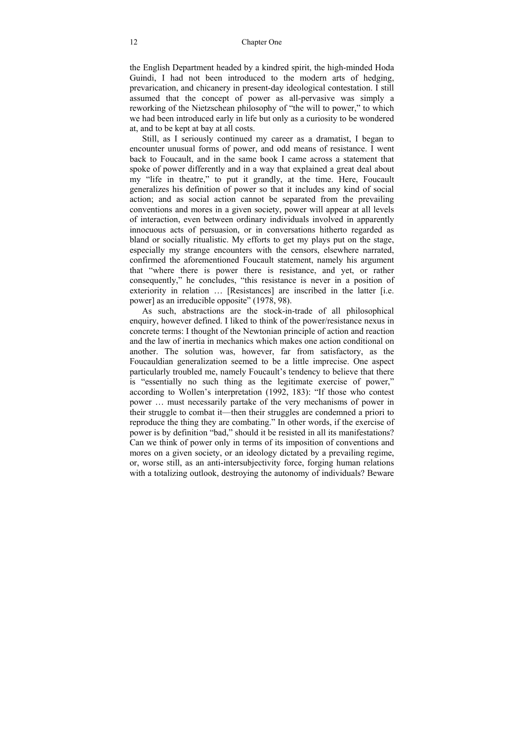the English Department headed by a kindred spirit, the high-minded Hoda Guindi, I had not been introduced to the modern arts of hedging, prevarication, and chicanery in present-day ideological contestation. I still assumed that the concept of power as all-pervasive was simply a reworking of the Nietzschean philosophy of "the will to power," to which we had been introduced early in life but only as a curiosity to be wondered at, and to be kept at bay at all costs.

Still, as I seriously continued my career as a dramatist, I began to encounter unusual forms of power, and odd means of resistance. I went back to Foucault, and in the same book I came across a statement that spoke of power differently and in a way that explained a great deal about my "life in theatre," to put it grandly, at the time. Here, Foucault generalizes his definition of power so that it includes any kind of social action; and as social action cannot be separated from the prevailing conventions and mores in a given society, power will appear at all levels of interaction, even between ordinary individuals involved in apparently innocuous acts of persuasion, or in conversations hitherto regarded as bland or socially ritualistic. My efforts to get my plays put on the stage, especially my strange encounters with the censors, elsewhere narrated, confirmed the aforementioned Foucault statement, namely his argument that "where there is power there is resistance, and yet, or rather consequently," he concludes, "this resistance is never in a position of exteriority in relation … [Resistances] are inscribed in the latter [i.e. power] as an irreducible opposite" (1978, 98).

As such, abstractions are the stock-in-trade of all philosophical enquiry, however defined. I liked to think of the power/resistance nexus in concrete terms: I thought of the Newtonian principle of action and reaction and the law of inertia in mechanics which makes one action conditional on another. The solution was, however, far from satisfactory, as the Foucauldian generalization seemed to be a little imprecise. One aspect particularly troubled me, namely Foucault's tendency to believe that there is "essentially no such thing as the legitimate exercise of power," according to Wollen's interpretation (1992, 183): "If those who contest power … must necessarily partake of the very mechanisms of power in their struggle to combat it—then their struggles are condemned a priori to reproduce the thing they are combating." In other words, if the exercise of power is by definition "bad," should it be resisted in all its manifestations? Can we think of power only in terms of its imposition of conventions and mores on a given society, or an ideology dictated by a prevailing regime, or, worse still, as an anti-intersubjectivity force, forging human relations with a totalizing outlook, destroying the autonomy of individuals? Beware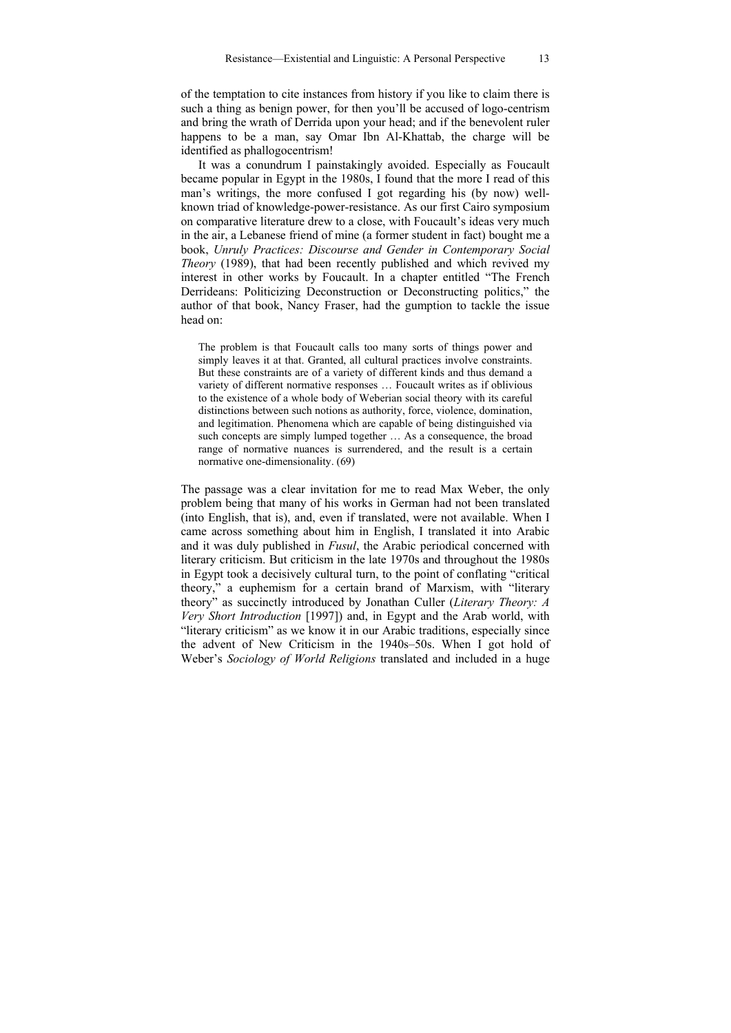of the temptation to cite instances from history if you like to claim there is such a thing as benign power, for then you'll be accused of logo-centrism and bring the wrath of Derrida upon your head; and if the benevolent ruler happens to be a man, say Omar Ibn Al-Khattab, the charge will be identified as phallogocentrism!

It was a conundrum I painstakingly avoided. Especially as Foucault became popular in Egypt in the 1980s, I found that the more I read of this man's writings, the more confused I got regarding his (by now) well-known triad of knowledge-power-resistance. As our first Cairo symposium on comparative literature drew to a close, with Foucault's ideas very much in the air, a Lebanese friend of mine (a former student in fact) bought me a book, *Unruly Practices: Discourse and Gender in Contemporary Social Theory* (1989), that had been recently published and which revived my interest in other works by Foucault. In a chapter entitled "The French Derrideans: Politicizing Deconstruction or Deconstructing politics," the author of that book, Nancy Fraser, had the gumption to tackle the issue head on:

> The problem is that Foucault calls too many sorts of things power and simply leaves it at that. Granted, all cultural practices involve constraints. But these constraints are of a variety of different kinds and thus demand a variety of different normative responses … Foucault writes as if oblivious to the existence of a whole body of Weberian social theory with its careful distinctions between such notions as authority, force, violence, domination, and legitimation. Phenomena which are capable of being distinguished via such concepts are simply lumped together … As a consequence, the broad range of normative nuances is surrendered, and the result is a certain normative one-dimensionality. (69)

The passage was a clear invitation for me to read Max Weber, the only problem being that many of his works in German had not been translated (into English, that is), and, even if translated, were not available. When I came across something about him in English, I translated it into Arabic and it was duly published in *Fusul*, the Arabic periodical concerned with literary criticism. But criticism in the late 1970s and throughout the 1980s in Egypt took a decisively cultural turn, to the point of conflating "critical theory," a euphemism for a certain brand of Marxism, with "literary theory" as succinctly introduced by Jonathan Culler (*Literary Theory: A Very Short Introduction* [1997]) and, in Egypt and the Arab world, with "literary criticism" as we know it in our Arabic traditions, especially since the advent of New Criticism in the 1940s–50s. When I got hold of Weber's *Sociology of World Religions* translated and included in a huge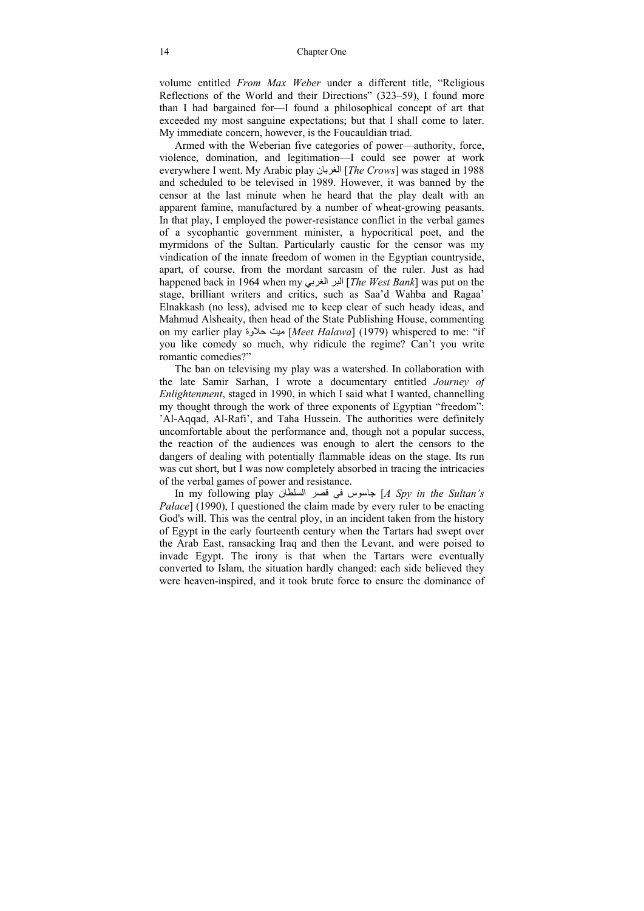volume entitled *From Max Weber* under a different title, "Religious Reflections of the World and their Directions" (323–59), I found more than I had bargained for—I found a philosophical concept of art that exceeded my most sanguine expectations; but that I shall come to later. My immediate concern, however, is the Foucauldian triad.

Armed with the Weberian five categories of power—authority, force, violence, domination, and legitimation—I could see power at work everywhere I went. My Arabic play الغربان [*The Crows*] was staged in 1988 and scheduled to be televised in 1989. However, it was banned by the censor at the last minute when he heard that the play dealt with an apparent famine, manufactured by a number of wheat-growing peasants. In that play, I employed the power-resistance conflict in the verbal games of a sycophantic government minister, a hypocritical poet, and the myrmidons of the Sultan. Particularly caustic for the censor was my vindication of the innate freedom of women in the Egyptian countryside, apart, of course, from the mordant sarcasm of the ruler. Just as had happened back in 1964 when my البر الغربي [*The West Bank*] was put on the stage, brilliant writers and critics, such as Saa'd Wahba and Ragaa' Elnakkash (no less), advised me to keep clear of such heady ideas, and Mahmud Alsheaity, then head of the State Publishing House, commenting on my earlier play ميت حلاوة [*Meet Halawa*] (1979) whispered to me: "if you like comedy so much, why ridicule the regime? Can't you write romantic comedies?"

The ban on televising my play was a watershed. In collaboration with the late Samir Sarhan, I wrote a documentary entitled *Journey of Enlightenment*, staged in 1990, in which I said what I wanted, channelling my thought through the work of three exponents of Egyptian "freedom": 'Al-Aqqad, Al-Rafi', and Taha Hussein. The authorities were definitely uncomfortable about the performance and, though not a popular success, the reaction of the audiences was enough to alert the censors to the dangers of dealing with potentially flammable ideas on the stage. Its run was cut short, but I was now completely absorbed in tracing the intricacies of the verbal games of power and resistance.

In my following play جاسوس في قصر السلطان [*A Spy in the Sultan's Palace*] (1990), I questioned the claim made by every ruler to be enacting God's will. This was the central ploy, in an incident taken from the history of Egypt in the early fourteenth century when the Tartars had swept over the Arab East, ransacking Iraq and then the Levant, and were poised to invade Egypt. The irony is that when the Tartars were eventually converted to Islam, the situation hardly changed: each side believed they were heaven-inspired, and it took brute force to ensure the dominance of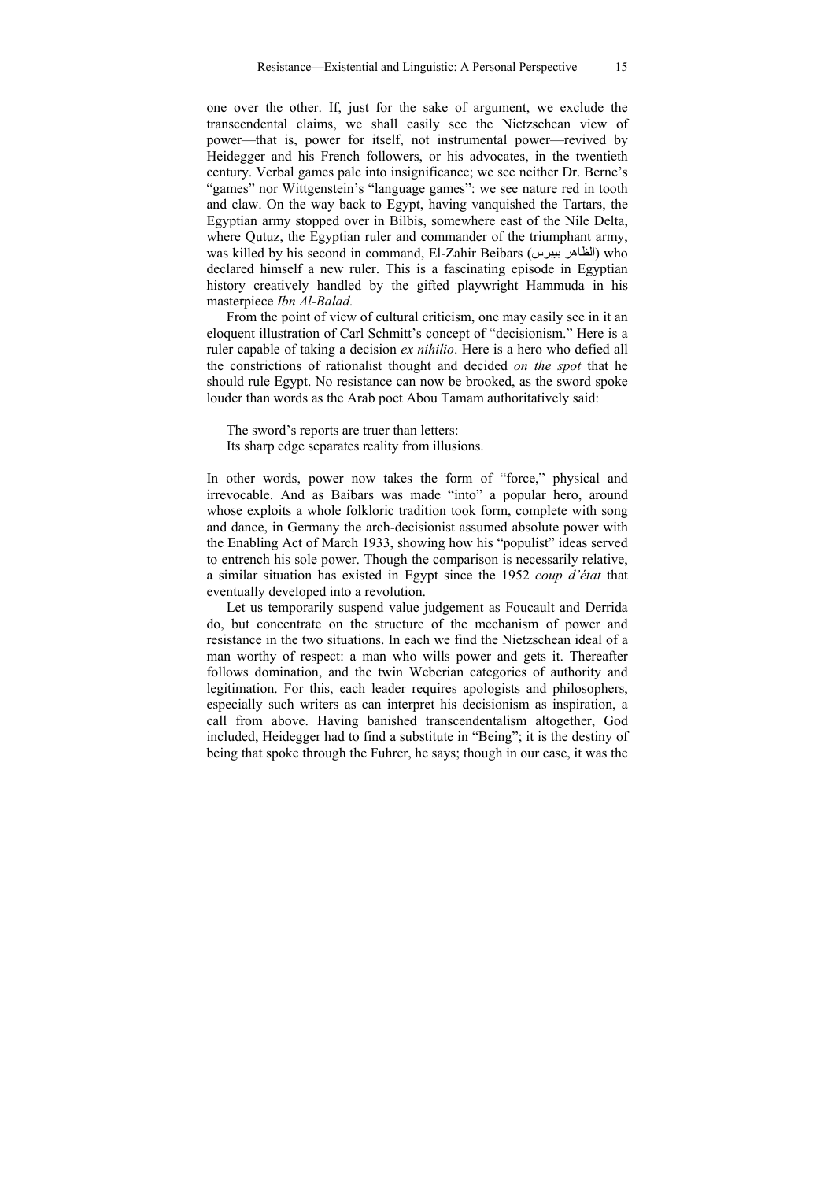one over the other. If, just for the sake of argument, we exclude the transcendental claims, we shall easily see the Nietzschean view of power—that is, power for itself, not instrumental power—revived by Heidegger and his French followers, or his advocates, in the twentieth century. Verbal games pale into insignificance; we see neither Dr. Berne's "games" nor Wittgenstein's "language games": we see nature red in tooth and claw. On the way back to Egypt, having vanquished the Tartars, the Egyptian army stopped over in Bilbis, somewhere east of the Nile Delta, where Qutuz, the Egyptian ruler and commander of the triumphant army, was killed by his second in command, El-Zahir Beibars (الظاهر بيبرس) who declared himself a new ruler. This is a fascinating episode in Egyptian history creatively handled by the gifted playwright Hammuda in his masterpiece *Ibn Al-Balad.*

From the point of view of cultural criticism, one may easily see in it an eloquent illustration of Carl Schmitt's concept of "decisionism." Here is a ruler capable of taking a decision *ex nihilio*. Here is a hero who defied all the constrictions of rationalist thought and decided *on the spot* that he should rule Egypt. No resistance can now be brooked, as the sword spoke louder than words as the Arab poet Abou Tamam authoritatively said:

> The sword's reports are truer than letters:
> Its sharp edge separates reality from illusions.

In other words, power now takes the form of "force," physical and irrevocable. And as Baibars was made "into" a popular hero, around whose exploits a whole folkloric tradition took form, complete with song and dance, in Germany the arch-decisionist assumed absolute power with the Enabling Act of March 1933, showing how his "populist" ideas served to entrench his sole power. Though the comparison is necessarily relative, a similar situation has existed in Egypt since the 1952 *coup d'état* that eventually developed into a revolution.

Let us temporarily suspend value judgement as Foucault and Derrida do, but concentrate on the structure of the mechanism of power and resistance in the two situations. In each we find the Nietzschean ideal of a man worthy of respect: a man who wills power and gets it. Thereafter follows domination, and the twin Weberian categories of authority and legitimation. For this, each leader requires apologists and philosophers, especially such writers as can interpret his decisionism as inspiration, a call from above. Having banished transcendentalism altogether, God included, Heidegger had to find a substitute in "Being"; it is the destiny of being that spoke through the Fuhrer, he says; though in our case, it was the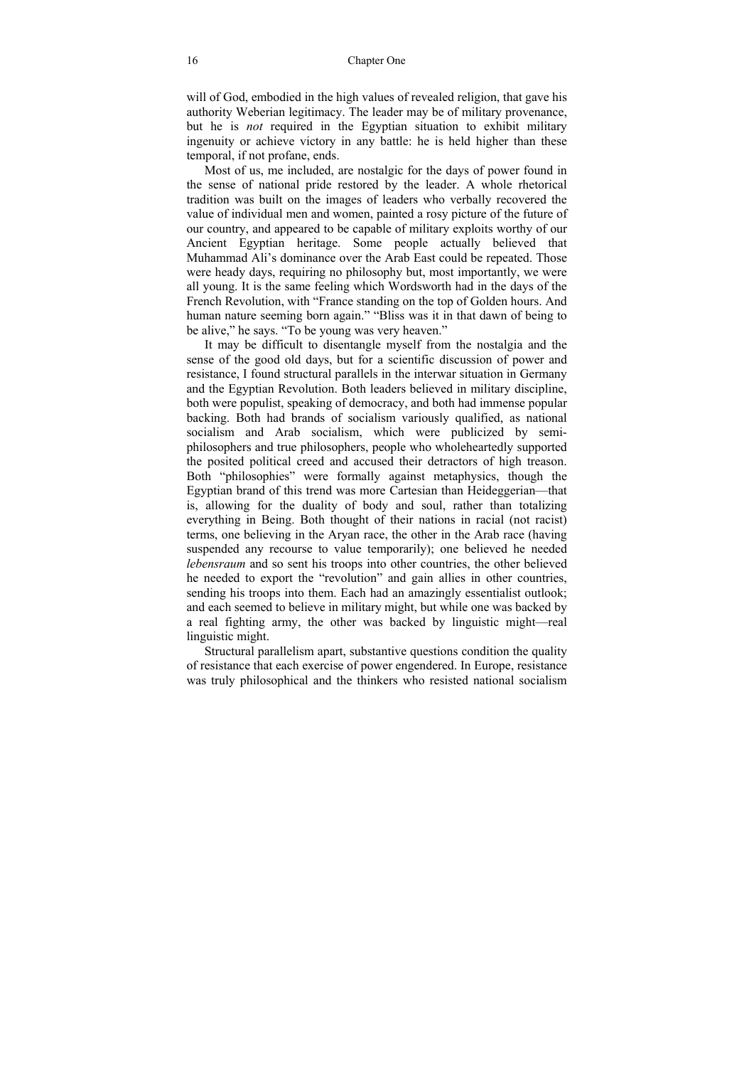will of God, embodied in the high values of revealed religion, that gave his authority Weberian legitimacy. The leader may be of military provenance, but he is *not* required in the Egyptian situation to exhibit military ingenuity or achieve victory in any battle: he is held higher than these temporal, if not profane, ends.

Most of us, me included, are nostalgic for the days of power found in the sense of national pride restored by the leader. A whole rhetorical tradition was built on the images of leaders who verbally recovered the value of individual men and women, painted a rosy picture of the future of our country, and appeared to be capable of military exploits worthy of our Ancient Egyptian heritage. Some people actually believed that Muhammad Ali's dominance over the Arab East could be repeated. Those were heady days, requiring no philosophy but, most importantly, we were all young. It is the same feeling which Wordsworth had in the days of the French Revolution, with "France standing on the top of Golden hours. And human nature seeming born again." "Bliss was it in that dawn of being to be alive," he says. "To be young was very heaven."

It may be difficult to disentangle myself from the nostalgia and the sense of the good old days, but for a scientific discussion of power and resistance, I found structural parallels in the interwar situation in Germany and the Egyptian Revolution. Both leaders believed in military discipline, both were populist, speaking of democracy, and both had immense popular backing. Both had brands of socialism variously qualified, as national socialism and Arab socialism, which were publicized by semi-philosophers and true philosophers, people who wholeheartedly supported the posited political creed and accused their detractors of high treason. Both "philosophies" were formally against metaphysics, though the Egyptian brand of this trend was more Cartesian than Heideggerian—that is, allowing for the duality of body and soul, rather than totalizing everything in Being. Both thought of their nations in racial (not racist) terms, one believing in the Aryan race, the other in the Arab race (having suspended any recourse to value temporarily); one believed he needed *lebensraum* and so sent his troops into other countries, the other believed he needed to export the "revolution" and gain allies in other countries, sending his troops into them. Each had an amazingly essentialist outlook; and each seemed to believe in military might, but while one was backed by a real fighting army, the other was backed by linguistic might—real linguistic might.

Structural parallelism apart, substantive questions condition the quality of resistance that each exercise of power engendered. In Europe, resistance was truly philosophical and the thinkers who resisted national socialism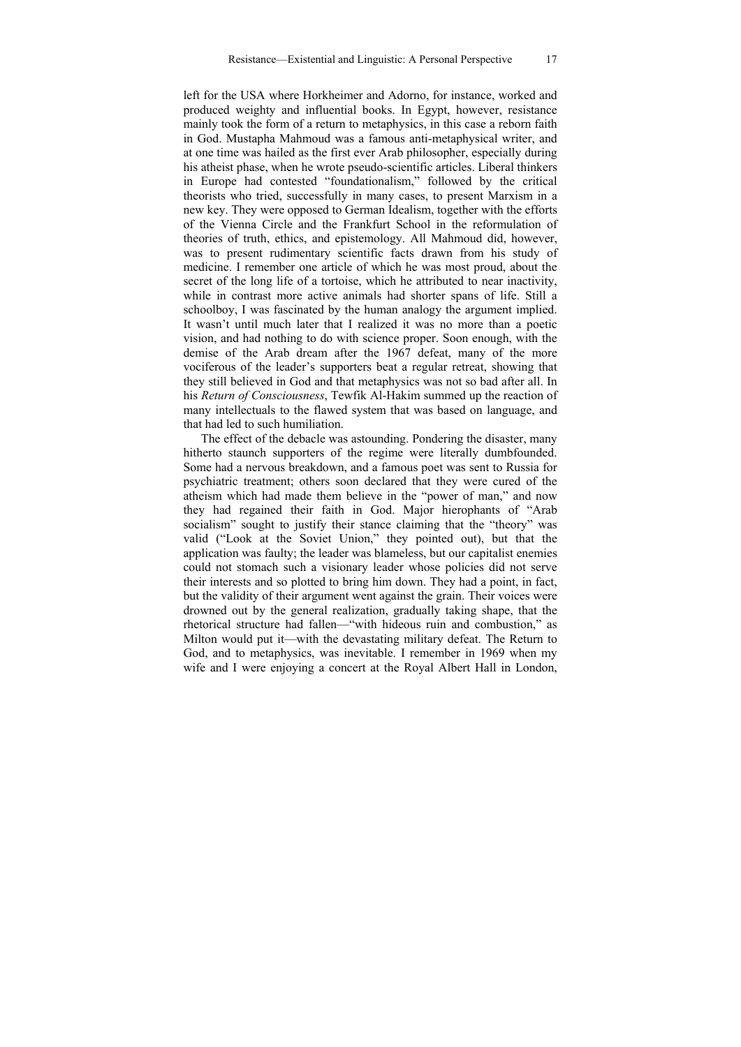left for the USA where Horkheimer and Adorno, for instance, worked and produced weighty and influential books. In Egypt, however, resistance mainly took the form of a return to metaphysics, in this case a reborn faith in God. Mustapha Mahmoud was a famous anti-metaphysical writer, and at one time was hailed as the first ever Arab philosopher, especially during his atheist phase, when he wrote pseudo-scientific articles. Liberal thinkers in Europe had contested "foundationalism," followed by the critical theorists who tried, successfully in many cases, to present Marxism in a new key. They were opposed to German Idealism, together with the efforts of the Vienna Circle and the Frankfurt School in the reformulation of theories of truth, ethics, and epistemology. All Mahmoud did, however, was to present rudimentary scientific facts drawn from his study of medicine. I remember one article of which he was most proud, about the secret of the long life of a tortoise, which he attributed to near inactivity, while in contrast more active animals had shorter spans of life. Still a schoolboy, I was fascinated by the human analogy the argument implied. It wasn't until much later that I realized it was no more than a poetic vision, and had nothing to do with science proper. Soon enough, with the demise of the Arab dream after the 1967 defeat, many of the more vociferous of the leader's supporters beat a regular retreat, showing that they still believed in God and that metaphysics was not so bad after all. In his *Return of Consciousness*, Tewfik Al-Hakim summed up the reaction of many intellectuals to the flawed system that was based on language, and that had led to such humiliation.

The effect of the debacle was astounding. Pondering the disaster, many hitherto staunch supporters of the regime were literally dumbfounded. Some had a nervous breakdown, and a famous poet was sent to Russia for psychiatric treatment; others soon declared that they were cured of the atheism which had made them believe in the "power of man," and now they had regained their faith in God. Major hierophants of "Arab socialism" sought to justify their stance claiming that the "theory" was valid ("Look at the Soviet Union," they pointed out), but that the application was faulty; the leader was blameless, but our capitalist enemies could not stomach such a visionary leader whose policies did not serve their interests and so plotted to bring him down. They had a point, in fact, but the validity of their argument went against the grain. Their voices were drowned out by the general realization, gradually taking shape, that the rhetorical structure had fallen—"with hideous ruin and combustion," as Milton would put it—with the devastating military defeat. The Return to God, and to metaphysics, was inevitable. I remember in 1969 when my wife and I were enjoying a concert at the Royal Albert Hall in London,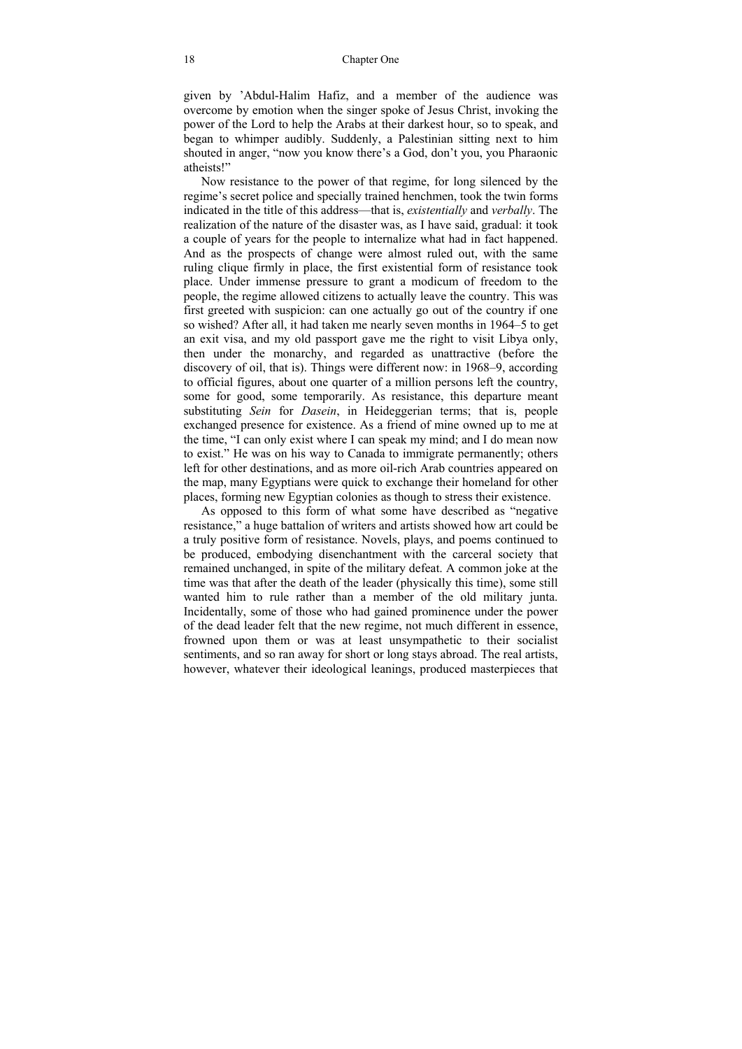given by 'Abdul-Halim Hafiz, and a member of the audience was overcome by emotion when the singer spoke of Jesus Christ, invoking the power of the Lord to help the Arabs at their darkest hour, so to speak, and began to whimper audibly. Suddenly, a Palestinian sitting next to him shouted in anger, "now you know there's a God, don't you, you Pharaonic atheists!"

Now resistance to the power of that regime, for long silenced by the regime's secret police and specially trained henchmen, took the twin forms indicated in the title of this address—that is, *existentially* and *verbally*. The realization of the nature of the disaster was, as I have said, gradual: it took a couple of years for the people to internalize what had in fact happened. And as the prospects of change were almost ruled out, with the same ruling clique firmly in place, the first existential form of resistance took place. Under immense pressure to grant a modicum of freedom to the people, the regime allowed citizens to actually leave the country. This was first greeted with suspicion: can one actually go out of the country if one so wished? After all, it had taken me nearly seven months in 1964–5 to get an exit visa, and my old passport gave me the right to visit Libya only, then under the monarchy, and regarded as unattractive (before the discovery of oil, that is). Things were different now: in 1968–9, according to official figures, about one quarter of a million persons left the country, some for good, some temporarily. As resistance, this departure meant substituting *Sein* for *Dasein*, in Heideggerian terms; that is, people exchanged presence for existence. As a friend of mine owned up to me at the time, "I can only exist where I can speak my mind; and I do mean now to exist." He was on his way to Canada to immigrate permanently; others left for other destinations, and as more oil-rich Arab countries appeared on the map, many Egyptians were quick to exchange their homeland for other places, forming new Egyptian colonies as though to stress their existence.

As opposed to this form of what some have described as "negative resistance," a huge battalion of writers and artists showed how art could be a truly positive form of resistance. Novels, plays, and poems continued to be produced, embodying disenchantment with the carceral society that remained unchanged, in spite of the military defeat. A common joke at the time was that after the death of the leader (physically this time), some still wanted him to rule rather than a member of the old military junta. Incidentally, some of those who had gained prominence under the power of the dead leader felt that the new regime, not much different in essence, frowned upon them or was at least unsympathetic to their socialist sentiments, and so ran away for short or long stays abroad. The real artists, however, whatever their ideological leanings, produced masterpieces that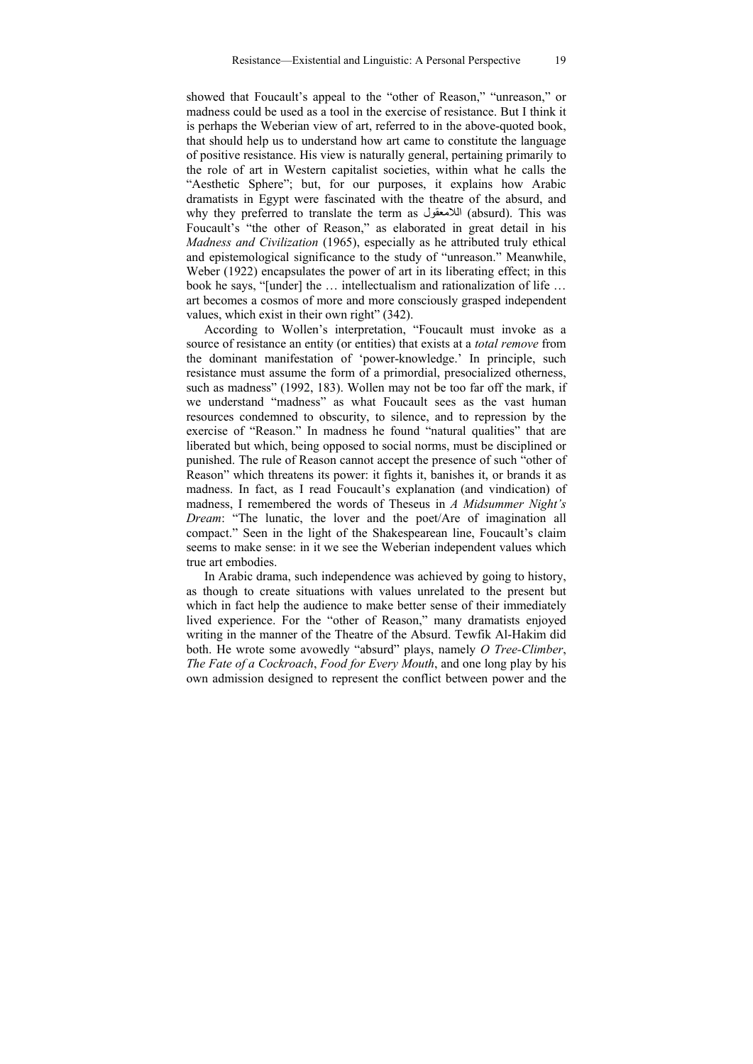showed that Foucault's appeal to the "other of Reason," "unreason," or madness could be used as a tool in the exercise of resistance. But I think it is perhaps the Weberian view of art, referred to in the above-quoted book, that should help us to understand how art came to constitute the language of positive resistance. His view is naturally general, pertaining primarily to the role of art in Western capitalist societies, within what he calls the "Aesthetic Sphere"; but, for our purposes, it explains how Arabic dramatists in Egypt were fascinated with the theatre of the absurd, and why they preferred to translate the term as اللامعقول (absurd). This was Foucault's "the other of Reason," as elaborated in great detail in his *Madness and Civilization* (1965), especially as he attributed truly ethical and epistemological significance to the study of "unreason." Meanwhile, Weber (1922) encapsulates the power of art in its liberating effect; in this book he says, "[under] the … intellectualism and rationalization of life … art becomes a cosmos of more and more consciously grasped independent values, which exist in their own right" (342).

According to Wollen's interpretation, "Foucault must invoke as a source of resistance an entity (or entities) that exists at a *total remove* from the dominant manifestation of 'power-knowledge.' In principle, such resistance must assume the form of a primordial, presocialized otherness, such as madness" (1992, 183). Wollen may not be too far off the mark, if we understand "madness" as what Foucault sees as the vast human resources condemned to obscurity, to silence, and to repression by the exercise of "Reason." In madness he found "natural qualities" that are liberated but which, being opposed to social norms, must be disciplined or punished. The rule of Reason cannot accept the presence of such "other of Reason" which threatens its power: it fights it, banishes it, or brands it as madness. In fact, as I read Foucault's explanation (and vindication) of madness, I remembered the words of Theseus in *A Midsummer Night's Dream*: "The lunatic, the lover and the poet/Are of imagination all compact." Seen in the light of the Shakespearean line, Foucault's claim seems to make sense: in it we see the Weberian independent values which true art embodies.

In Arabic drama, such independence was achieved by going to history, as though to create situations with values unrelated to the present but which in fact help the audience to make better sense of their immediately lived experience. For the "other of Reason," many dramatists enjoyed writing in the manner of the Theatre of the Absurd. Tewfik Al-Hakim did both. He wrote some avowedly "absurd" plays, namely *O Tree-Climber*, *The Fate of a Cockroach*, *Food for Every Mouth*, and one long play by his own admission designed to represent the conflict between power and the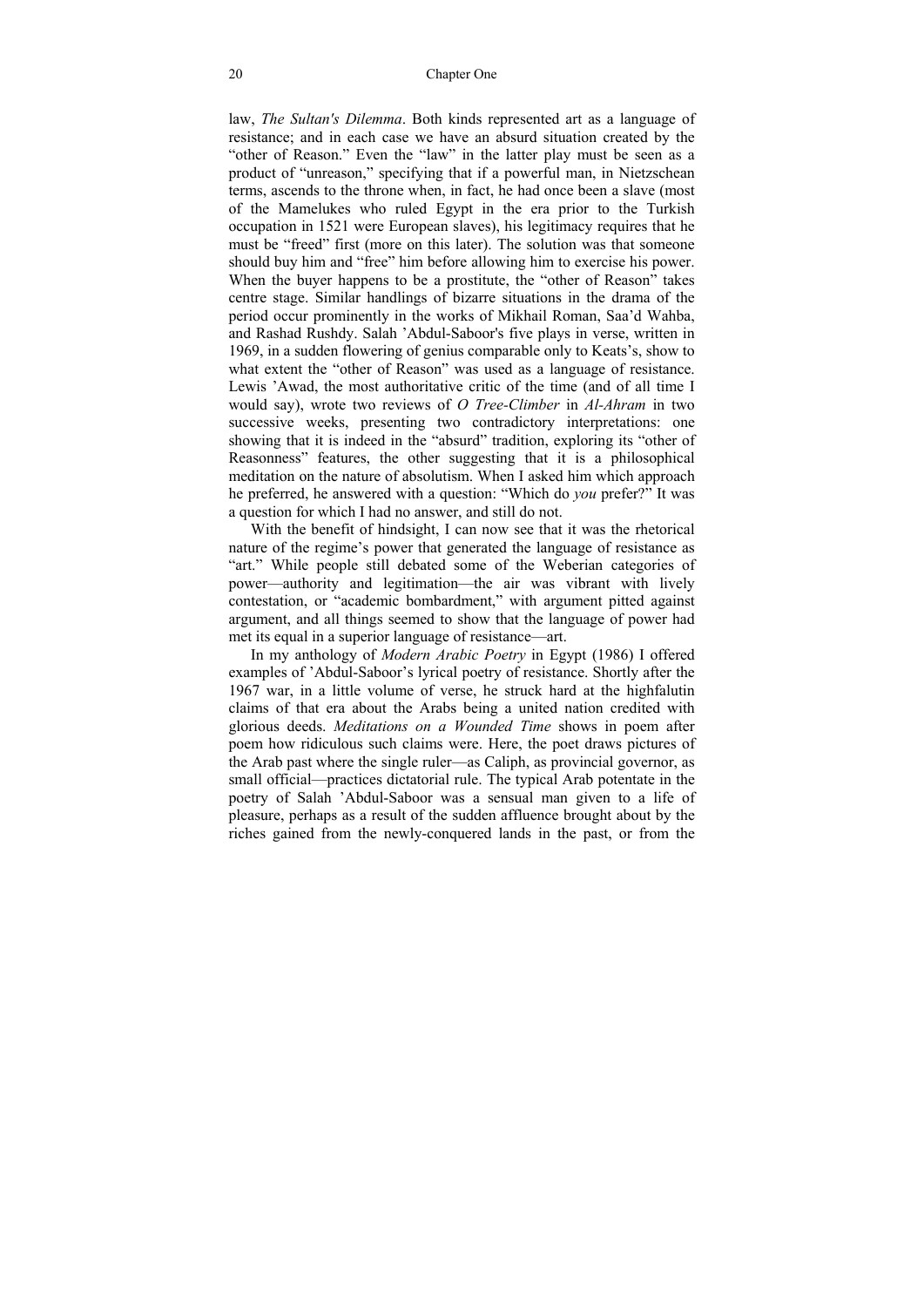law, *The Sultan's Dilemma*. Both kinds represented art as a language of resistance; and in each case we have an absurd situation created by the "other of Reason." Even the "law" in the latter play must be seen as a product of "unreason," specifying that if a powerful man, in Nietzschean terms, ascends to the throne when, in fact, he had once been a slave (most of the Mamelukes who ruled Egypt in the era prior to the Turkish occupation in 1521 were European slaves), his legitimacy requires that he must be "freed" first (more on this later). The solution was that someone should buy him and "free" him before allowing him to exercise his power. When the buyer happens to be a prostitute, the "other of Reason" takes centre stage. Similar handlings of bizarre situations in the drama of the period occur prominently in the works of Mikhail Roman, Saa'd Wahba, and Rashad Rushdy. Salah 'Abdul-Saboor's five plays in verse, written in 1969, in a sudden flowering of genius comparable only to Keats's, show to what extent the "other of Reason" was used as a language of resistance. Lewis 'Awad, the most authoritative critic of the time (and of all time I would say), wrote two reviews of *O Tree-Climber* in *Al-Ahram* in two successive weeks, presenting two contradictory interpretations: one showing that it is indeed in the "absurd" tradition, exploring its "other of Reasonness" features, the other suggesting that it is a philosophical meditation on the nature of absolutism. When I asked him which approach he preferred, he answered with a question: "Which do *you* prefer?" It was a question for which I had no answer, and still do not.

With the benefit of hindsight, I can now see that it was the rhetorical nature of the regime's power that generated the language of resistance as "art." While people still debated some of the Weberian categories of power—authority and legitimation—the air was vibrant with lively contestation, or "academic bombardment," with argument pitted against argument, and all things seemed to show that the language of power had met its equal in a superior language of resistance—art.

In my anthology of *Modern Arabic Poetry* in Egypt (1986) I offered examples of 'Abdul-Saboor's lyrical poetry of resistance. Shortly after the 1967 war, in a little volume of verse, he struck hard at the highfalutin claims of that era about the Arabs being a united nation credited with glorious deeds. *Meditations on a Wounded Time* shows in poem after poem how ridiculous such claims were. Here, the poet draws pictures of the Arab past where the single ruler—as Caliph, as provincial governor, as small official—practices dictatorial rule. The typical Arab potentate in the poetry of Salah 'Abdul-Saboor was a sensual man given to a life of pleasure, perhaps as a result of the sudden affluence brought about by the riches gained from the newly-conquered lands in the past, or from the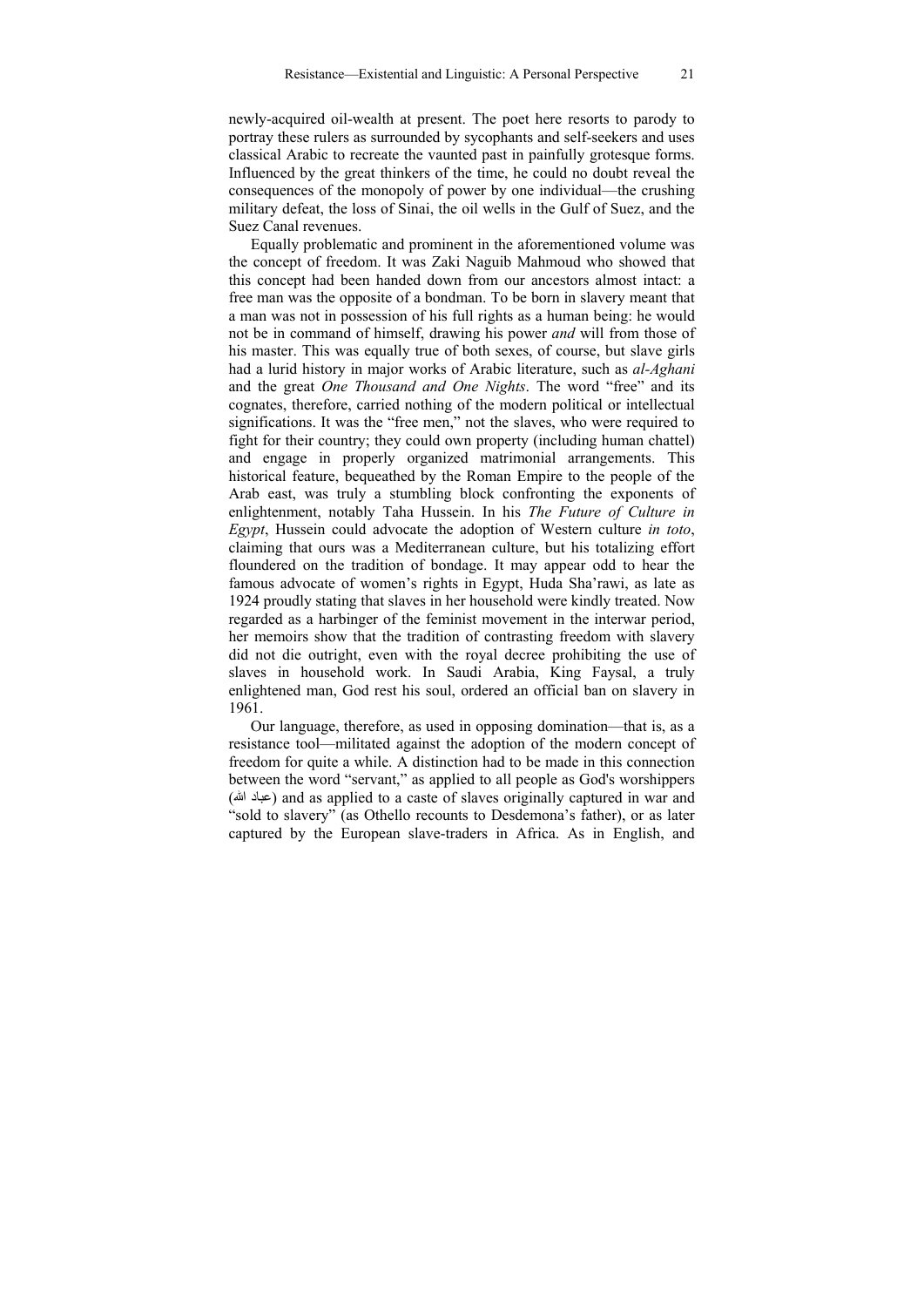newly-acquired oil-wealth at present. The poet here resorts to parody to portray these rulers as surrounded by sycophants and self-seekers and uses classical Arabic to recreate the vaunted past in painfully grotesque forms. Influenced by the great thinkers of the time, he could no doubt reveal the consequences of the monopoly of power by one individual—the crushing military defeat, the loss of Sinai, the oil wells in the Gulf of Suez, and the Suez Canal revenues.

Equally problematic and prominent in the aforementioned volume was the concept of freedom. It was Zaki Naguib Mahmoud who showed that this concept had been handed down from our ancestors almost intact: a free man was the opposite of a bondman. To be born in slavery meant that a man was not in possession of his full rights as a human being: he would not be in command of himself, drawing his power *and* will from those of his master. This was equally true of both sexes, of course, but slave girls had a lurid history in major works of Arabic literature, such as *al-Aghani* and the great *One Thousand and One Nights*. The word "free" and its cognates, therefore, carried nothing of the modern political or intellectual significations. It was the "free men," not the slaves, who were required to fight for their country; they could own property (including human chattel) and engage in properly organized matrimonial arrangements. This historical feature, bequeathed by the Roman Empire to the people of the Arab east, was truly a stumbling block confronting the exponents of enlightenment, notably Taha Hussein. In his *The Future of Culture in Egypt*, Hussein could advocate the adoption of Western culture *in toto*, claiming that ours was a Mediterranean culture, but his totalizing effort floundered on the tradition of bondage. It may appear odd to hear the famous advocate of women's rights in Egypt, Huda Sha'rawi, as late as 1924 proudly stating that slaves in her household were kindly treated. Now regarded as a harbinger of the feminist movement in the interwar period, her memoirs show that the tradition of contrasting freedom with slavery did not die outright, even with the royal decree prohibiting the use of slaves in household work. In Saudi Arabia, King Faysal, a truly enlightened man, God rest his soul, ordered an official ban on slavery in 1961.

Our language, therefore, as used in opposing domination—that is, as a resistance tool—militated against the adoption of the modern concept of freedom for quite a while. A distinction had to be made in this connection between the word "servant," as applied to all people as God's worshippers (عباد الله) and as applied to a caste of slaves originally captured in war and "sold to slavery" (as Othello recounts to Desdemona's father), or as later captured by the European slave-traders in Africa. As in English, and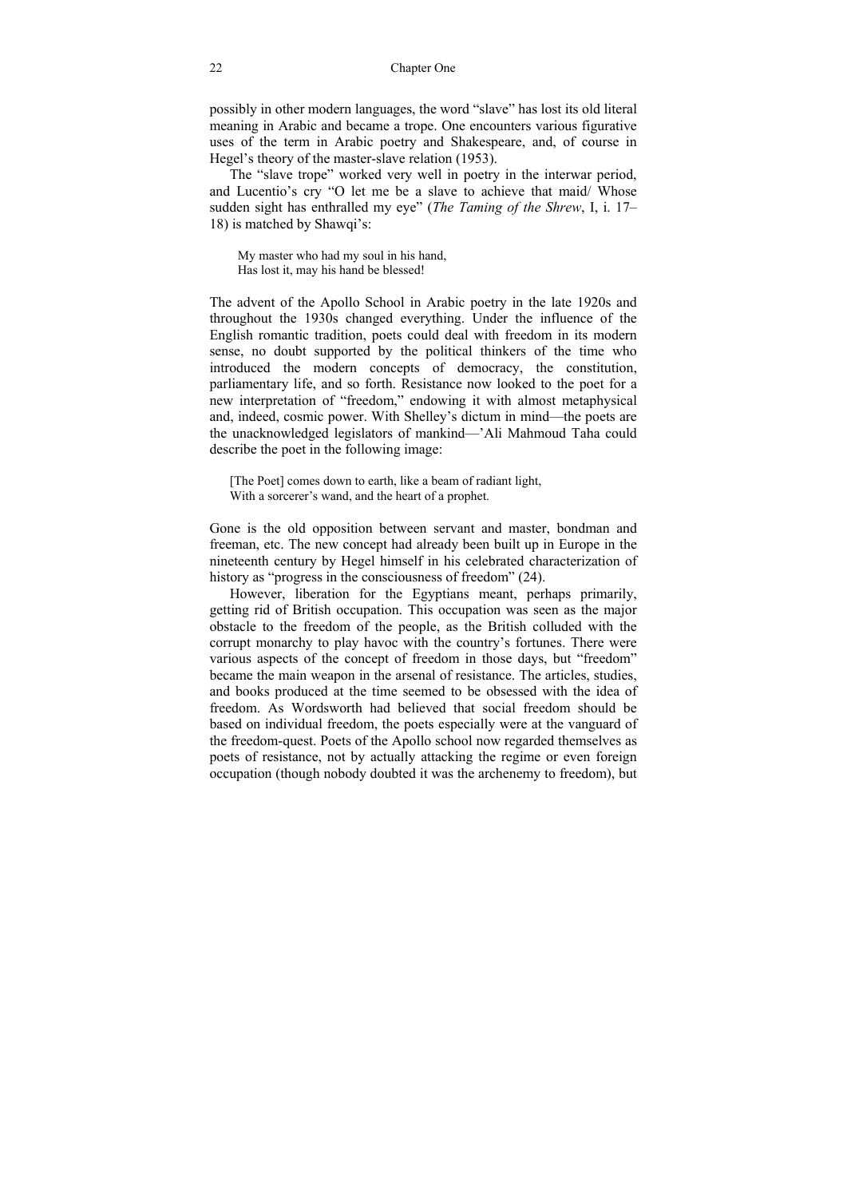possibly in other modern languages, the word "slave" has lost its old literal meaning in Arabic and became a trope. One encounters various figurative uses of the term in Arabic poetry and Shakespeare, and, of course in Hegel's theory of the master-slave relation (1953).

The "slave trope" worked very well in poetry in the interwar period, and Lucentio's cry "O let me be a slave to achieve that maid/ Whose sudden sight has enthralled my eye" (*The Taming of the Shrew*, I, i. 17–18) is matched by Shawqi's:

> My master who had my soul in his hand,
> Has lost it, may his hand be blessed!

The advent of the Apollo School in Arabic poetry in the late 1920s and throughout the 1930s changed everything. Under the influence of the English romantic tradition, poets could deal with freedom in its modern sense, no doubt supported by the political thinkers of the time who introduced the modern concepts of democracy, the constitution, parliamentary life, and so forth. Resistance now looked to the poet for a new interpretation of "freedom," endowing it with almost metaphysical and, indeed, cosmic power. With Shelley's dictum in mind—the poets are the unacknowledged legislators of mankind—'Ali Mahmoud Taha could describe the poet in the following image:

> [The Poet] comes down to earth, like a beam of radiant light,
> With a sorcerer's wand, and the heart of a prophet.

Gone is the old opposition between servant and master, bondman and freeman, etc. The new concept had already been built up in Europe in the nineteenth century by Hegel himself in his celebrated characterization of history as "progress in the consciousness of freedom" (24).

However, liberation for the Egyptians meant, perhaps primarily, getting rid of British occupation. This occupation was seen as the major obstacle to the freedom of the people, as the British colluded with the corrupt monarchy to play havoc with the country's fortunes. There were various aspects of the concept of freedom in those days, but "freedom" became the main weapon in the arsenal of resistance. The articles, studies, and books produced at the time seemed to be obsessed with the idea of freedom. As Wordsworth had believed that social freedom should be based on individual freedom, the poets especially were at the vanguard of the freedom-quest. Poets of the Apollo school now regarded themselves as poets of resistance, not by actually attacking the regime or even foreign occupation (though nobody doubted it was the archenemy to freedom), but